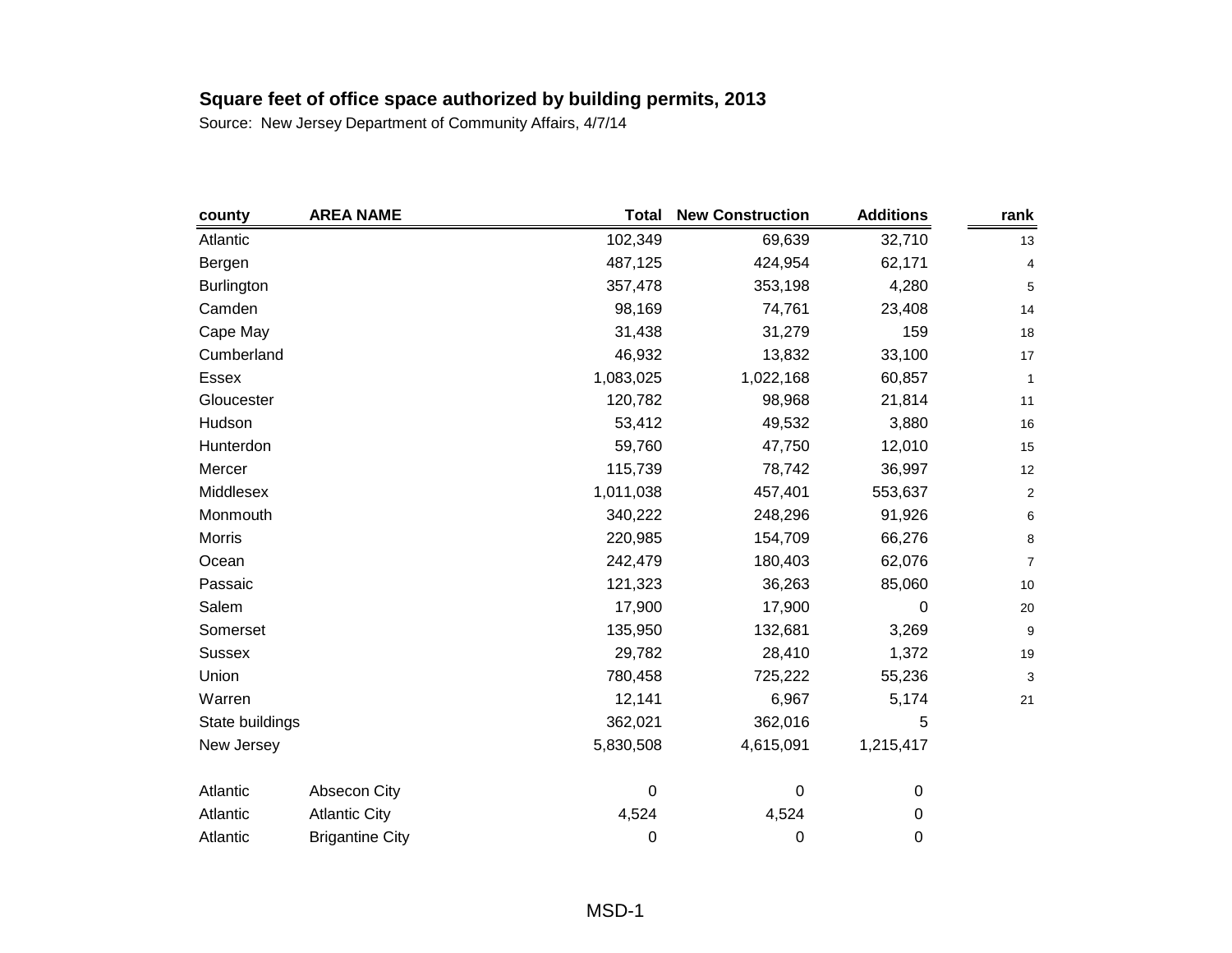## Square feet of office space authorized by building permits, 2013

Source: New Jersey Department of Community Affairs, 4/7/14

| county | AREA NAME | Total | New Construction | Additions | rank |
|---|---|---|---|---|---|
| Atlantic | | 102,349 | 69,639 | 32,710 | 13 |
| Bergen | | 487,125 | 424,954 | 62,171 | 4 |
| Burlington | | 357,478 | 353,198 | 4,280 | 5 |
| Camden | | 98,169 | 74,761 | 23,408 | 14 |
| Cape May | | 31,438 | 31,279 | 159 | 18 |
| Cumberland | | 46,932 | 13,832 | 33,100 | 17 |
| Essex | | 1,083,025 | 1,022,168 | 60,857 | 1 |
| Gloucester | | 120,782 | 98,968 | 21,814 | 11 |
| Hudson | | 53,412 | 49,532 | 3,880 | 16 |
| Hunterdon | | 59,760 | 47,750 | 12,010 | 15 |
| Mercer | | 115,739 | 78,742 | 36,997 | 12 |
| Middlesex | | 1,011,038 | 457,401 | 553,637 | 2 |
| Monmouth | | 340,222 | 248,296 | 91,926 | 6 |
| Morris | | 220,985 | 154,709 | 66,276 | 8 |
| Ocean | | 242,479 | 180,403 | 62,076 | 7 |
| Passaic | | 121,323 | 36,263 | 85,060 | 10 |
| Salem | | 17,900 | 17,900 | 0 | 20 |
| Somerset | | 135,950 | 132,681 | 3,269 | 9 |
| Sussex | | 29,782 | 28,410 | 1,372 | 19 |
| Union | | 780,458 | 725,222 | 55,236 | 3 |
| Warren | | 12,141 | 6,967 | 5,174 | 21 |
| State buildings | | 362,021 | 362,016 | 5 | |
| New Jersey | | 5,830,508 | 4,615,091 | 1,215,417 | |
| | | | | | |
| Atlantic | Absecon City | 0 | 0 | 0 | |
| Atlantic | Atlantic City | 4,524 | 4,524 | 0 | |
| Atlantic | Brigantine City | 0 | 0 | 0 | |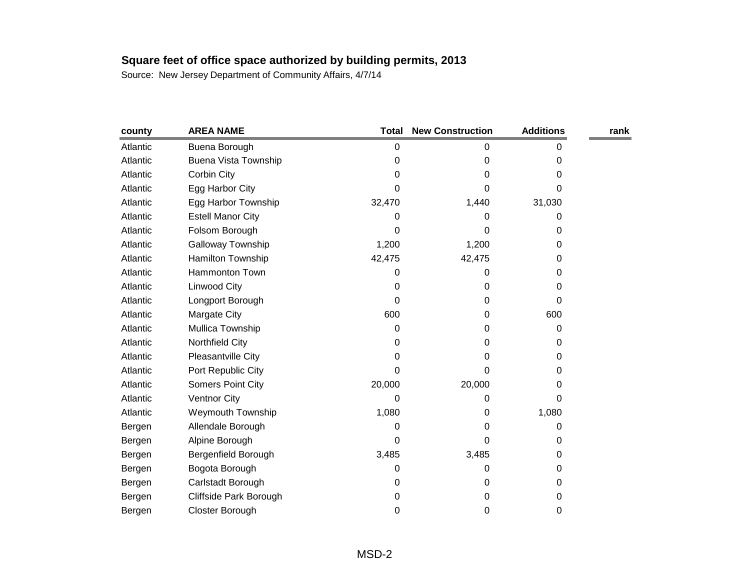**Square feet of office space authorized by building permits, 2013**

Source: New Jersey Department of Community Affairs, 4/7/14

| county | AREA NAME | Total | New Construction | Additions | rank |
|---|---|---|---|---|---|
| Atlantic | Buena Borough | 0 | 0 | 0 | |
| Atlantic | Buena Vista Township | 0 | 0 | 0 | |
| Atlantic | Corbin City | 0 | 0 | 0 | |
| Atlantic | Egg Harbor City | 0 | 0 | 0 | |
| Atlantic | Egg Harbor Township | 32,470 | 1,440 | 31,030 | |
| Atlantic | Estell Manor City | 0 | 0 | 0 | |
| Atlantic | Folsom Borough | 0 | 0 | 0 | |
| Atlantic | Galloway Township | 1,200 | 1,200 | 0 | |
| Atlantic | Hamilton Township | 42,475 | 42,475 | 0 | |
| Atlantic | Hammonton Town | 0 | 0 | 0 | |
| Atlantic | Linwood City | 0 | 0 | 0 | |
| Atlantic | Longport Borough | 0 | 0 | 0 | |
| Atlantic | Margate City | 600 | 0 | 600 | |
| Atlantic | Mullica Township | 0 | 0 | 0 | |
| Atlantic | Northfield City | 0 | 0 | 0 | |
| Atlantic | Pleasantville City | 0 | 0 | 0 | |
| Atlantic | Port Republic City | 0 | 0 | 0 | |
| Atlantic | Somers Point City | 20,000 | 20,000 | 0 | |
| Atlantic | Ventnor City | 0 | 0 | 0 | |
| Atlantic | Weymouth Township | 1,080 | 0 | 1,080 | |
| Bergen | Allendale Borough | 0 | 0 | 0 | |
| Bergen | Alpine Borough | 0 | 0 | 0 | |
| Bergen | Bergenfield Borough | 3,485 | 3,485 | 0 | |
| Bergen | Bogota Borough | 0 | 0 | 0 | |
| Bergen | Carlstadt Borough | 0 | 0 | 0 | |
| Bergen | Cliffside Park Borough | 0 | 0 | 0 | |
| Bergen | Closter Borough | 0 | 0 | 0 | |

MSD-2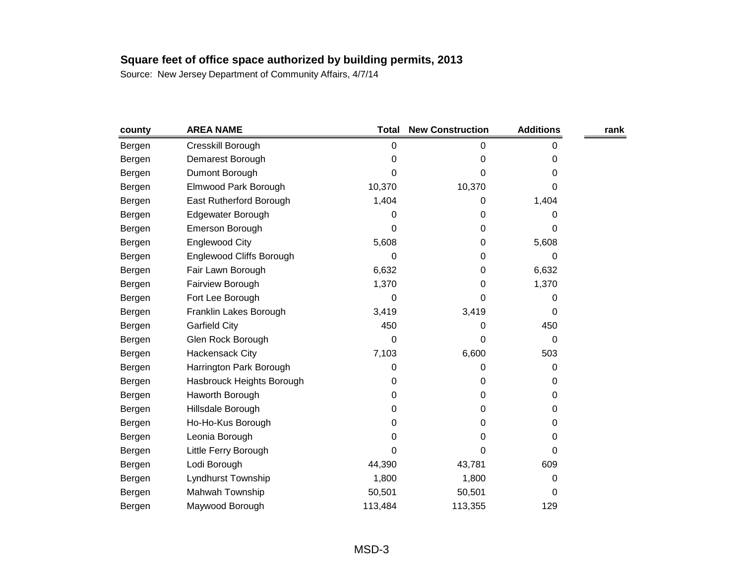**Square feet of office space authorized by building permits, 2013**

Source: New Jersey Department of Community Affairs, 4/7/14

| county | AREA NAME | Total | New Construction | Additions | rank |
|---|---|---|---|---|---|
| Bergen | Cresskill Borough | 0 | 0 | 0 | |
| Bergen | Demarest Borough | 0 | 0 | 0 | |
| Bergen | Dumont Borough | 0 | 0 | 0 | |
| Bergen | Elmwood Park Borough | 10,370 | 10,370 | 0 | |
| Bergen | East Rutherford Borough | 1,404 | 0 | 1,404 | |
| Bergen | Edgewater Borough | 0 | 0 | 0 | |
| Bergen | Emerson Borough | 0 | 0 | 0 | |
| Bergen | Englewood City | 5,608 | 0 | 5,608 | |
| Bergen | Englewood Cliffs Borough | 0 | 0 | 0 | |
| Bergen | Fair Lawn Borough | 6,632 | 0 | 6,632 | |
| Bergen | Fairview Borough | 1,370 | 0 | 1,370 | |
| Bergen | Fort Lee Borough | 0 | 0 | 0 | |
| Bergen | Franklin Lakes Borough | 3,419 | 3,419 | 0 | |
| Bergen | Garfield City | 450 | 0 | 450 | |
| Bergen | Glen Rock Borough | 0 | 0 | 0 | |
| Bergen | Hackensack City | 7,103 | 6,600 | 503 | |
| Bergen | Harrington Park Borough | 0 | 0 | 0 | |
| Bergen | Hasbrouck Heights Borough | 0 | 0 | 0 | |
| Bergen | Haworth Borough | 0 | 0 | 0 | |
| Bergen | Hillsdale Borough | 0 | 0 | 0 | |
| Bergen | Ho-Ho-Kus Borough | 0 | 0 | 0 | |
| Bergen | Leonia Borough | 0 | 0 | 0 | |
| Bergen | Little Ferry Borough | 0 | 0 | 0 | |
| Bergen | Lodi Borough | 44,390 | 43,781 | 609 | |
| Bergen | Lyndhurst Township | 1,800 | 1,800 | 0 | |
| Bergen | Mahwah Township | 50,501 | 50,501 | 0 | |
| Bergen | Maywood Borough | 113,484 | 113,355 | 129 | |

MSD-3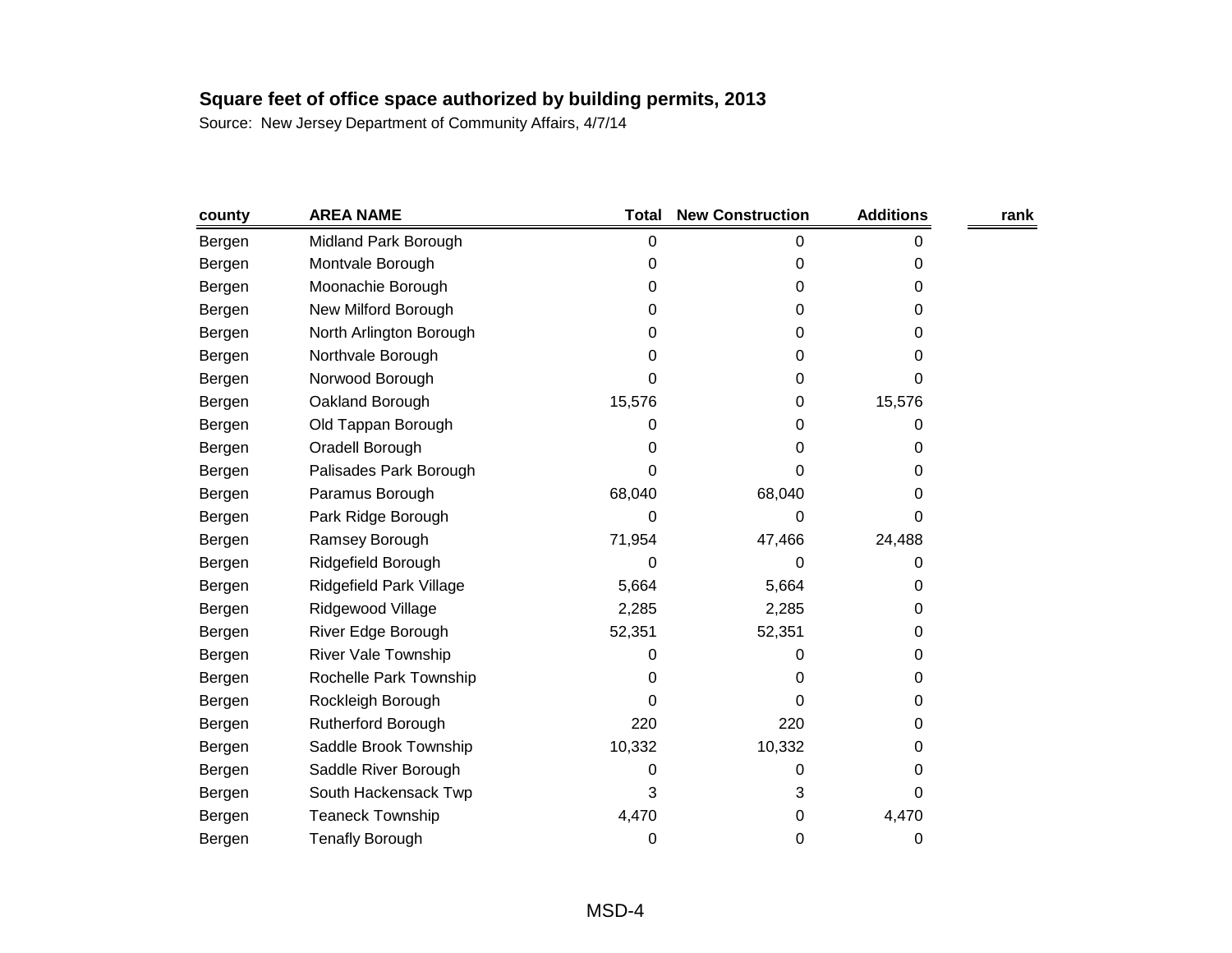**Square feet of office space authorized by building permits, 2013**

Source: New Jersey Department of Community Affairs, 4/7/14

| county | AREA NAME | Total | New Construction | Additions | rank |
|---|---|---|---|---|---|
| Bergen | Midland Park Borough | 0 | 0 | 0 | |
| Bergen | Montvale Borough | 0 | 0 | 0 | |
| Bergen | Moonachie Borough | 0 | 0 | 0 | |
| Bergen | New Milford Borough | 0 | 0 | 0 | |
| Bergen | North Arlington Borough | 0 | 0 | 0 | |
| Bergen | Northvale Borough | 0 | 0 | 0 | |
| Bergen | Norwood Borough | 0 | 0 | 0 | |
| Bergen | Oakland Borough | 15,576 | 0 | 15,576 | |
| Bergen | Old Tappan Borough | 0 | 0 | 0 | |
| Bergen | Oradell Borough | 0 | 0 | 0 | |
| Bergen | Palisades Park Borough | 0 | 0 | 0 | |
| Bergen | Paramus Borough | 68,040 | 68,040 | 0 | |
| Bergen | Park Ridge Borough | 0 | 0 | 0 | |
| Bergen | Ramsey Borough | 71,954 | 47,466 | 24,488 | |
| Bergen | Ridgefield Borough | 0 | 0 | 0 | |
| Bergen | Ridgefield Park Village | 5,664 | 5,664 | 0 | |
| Bergen | Ridgewood Village | 2,285 | 2,285 | 0 | |
| Bergen | River Edge Borough | 52,351 | 52,351 | 0 | |
| Bergen | River Vale Township | 0 | 0 | 0 | |
| Bergen | Rochelle Park Township | 0 | 0 | 0 | |
| Bergen | Rockleigh Borough | 0 | 0 | 0 | |
| Bergen | Rutherford Borough | 220 | 220 | 0 | |
| Bergen | Saddle Brook Township | 10,332 | 10,332 | 0 | |
| Bergen | Saddle River Borough | 0 | 0 | 0 | |
| Bergen | South Hackensack Twp | 3 | 3 | 0 | |
| Bergen | Teaneck Township | 4,470 | 0 | 4,470 | |
| Bergen | Tenafly Borough | 0 | 0 | 0 | |

MSD-4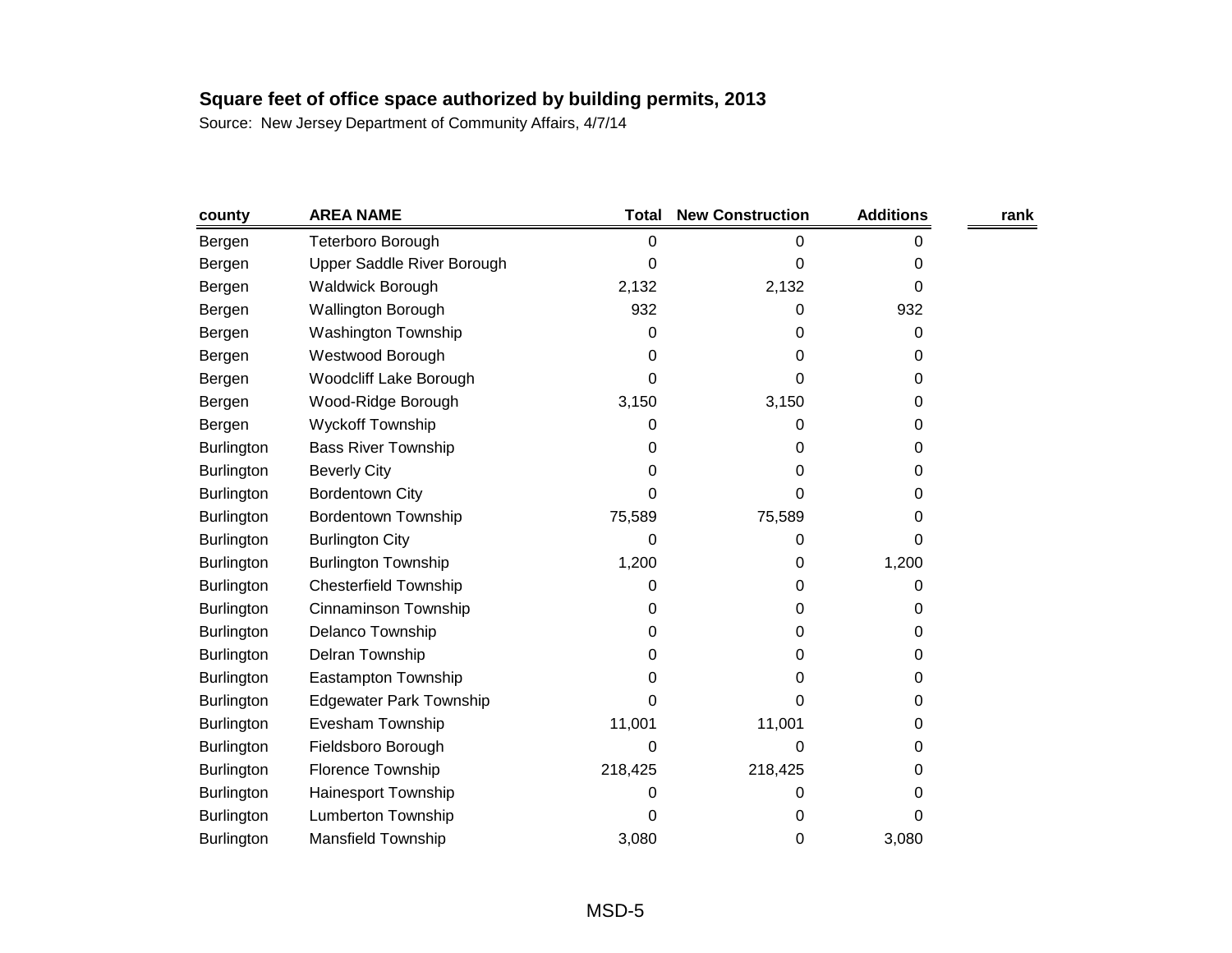**Square feet of office space authorized by building permits, 2013**

Source: New Jersey Department of Community Affairs, 4/7/14

| county | AREA NAME | Total | New Construction | Additions | rank |
|---|---|---|---|---|---|
| Bergen | Teterboro Borough | 0 | 0 | 0 | |
| Bergen | Upper Saddle River Borough | 0 | 0 | 0 | |
| Bergen | Waldwick Borough | 2,132 | 2,132 | 0 | |
| Bergen | Wallington Borough | 932 | 0 | 932 | |
| Bergen | Washington Township | 0 | 0 | 0 | |
| Bergen | Westwood Borough | 0 | 0 | 0 | |
| Bergen | Woodcliff Lake Borough | 0 | 0 | 0 | |
| Bergen | Wood-Ridge Borough | 3,150 | 3,150 | 0 | |
| Bergen | Wyckoff Township | 0 | 0 | 0 | |
| Burlington | Bass River Township | 0 | 0 | 0 | |
| Burlington | Beverly City | 0 | 0 | 0 | |
| Burlington | Bordentown City | 0 | 0 | 0 | |
| Burlington | Bordentown Township | 75,589 | 75,589 | 0 | |
| Burlington | Burlington City | 0 | 0 | 0 | |
| Burlington | Burlington Township | 1,200 | 0 | 1,200 | |
| Burlington | Chesterfield Township | 0 | 0 | 0 | |
| Burlington | Cinnaminson Township | 0 | 0 | 0 | |
| Burlington | Delanco Township | 0 | 0 | 0 | |
| Burlington | Delran Township | 0 | 0 | 0 | |
| Burlington | Eastampton Township | 0 | 0 | 0 | |
| Burlington | Edgewater Park Township | 0 | 0 | 0 | |
| Burlington | Evesham Township | 11,001 | 11,001 | 0 | |
| Burlington | Fieldsboro Borough | 0 | 0 | 0 | |
| Burlington | Florence Township | 218,425 | 218,425 | 0 | |
| Burlington | Hainesport Township | 0 | 0 | 0 | |
| Burlington | Lumberton Township | 0 | 0 | 0 | |
| Burlington | Mansfield Township | 3,080 | 0 | 3,080 | |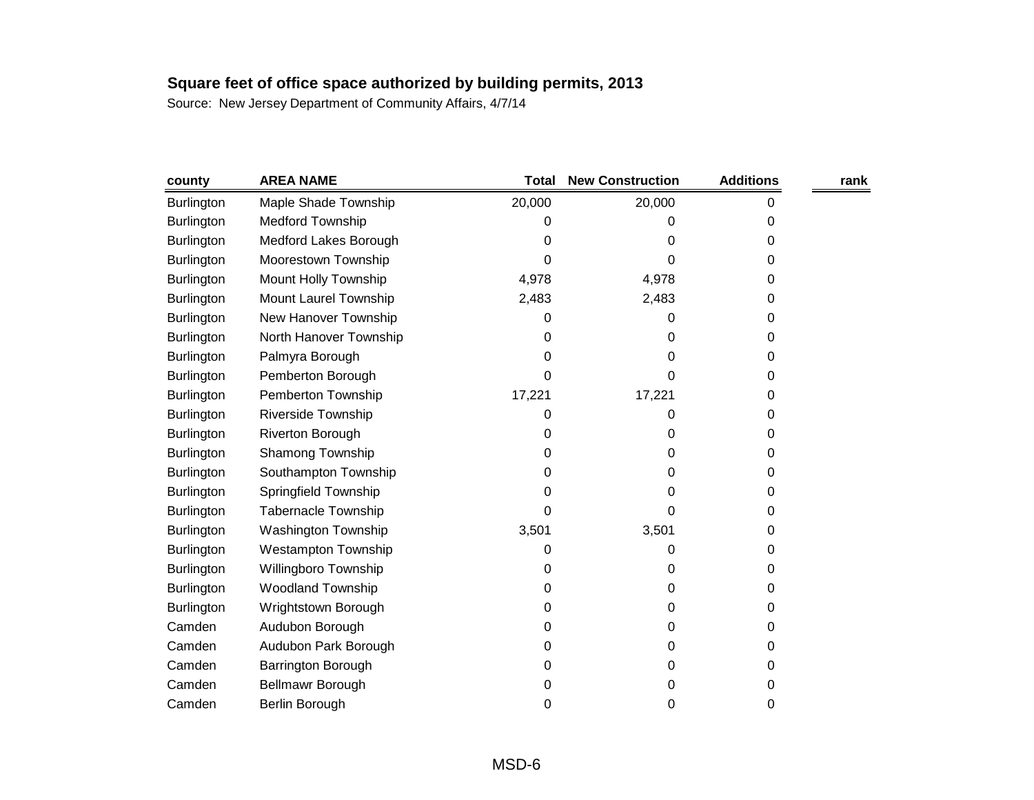**Square feet of office space authorized by building permits, 2013**

Source: New Jersey Department of Community Affairs, 4/7/14

| county | AREA NAME | Total | New Construction | Additions | rank |
|---|---|---|---|---|---|
| Burlington | Maple Shade Township | 20,000 | 20,000 | 0 | |
| Burlington | Medford Township | 0 | 0 | 0 | |
| Burlington | Medford Lakes Borough | 0 | 0 | 0 | |
| Burlington | Moorestown Township | 0 | 0 | 0 | |
| Burlington | Mount Holly Township | 4,978 | 4,978 | 0 | |
| Burlington | Mount Laurel Township | 2,483 | 2,483 | 0 | |
| Burlington | New Hanover Township | 0 | 0 | 0 | |
| Burlington | North Hanover Township | 0 | 0 | 0 | |
| Burlington | Palmyra Borough | 0 | 0 | 0 | |
| Burlington | Pemberton Borough | 0 | 0 | 0 | |
| Burlington | Pemberton Township | 17,221 | 17,221 | 0 | |
| Burlington | Riverside Township | 0 | 0 | 0 | |
| Burlington | Riverton Borough | 0 | 0 | 0 | |
| Burlington | Shamong Township | 0 | 0 | 0 | |
| Burlington | Southampton Township | 0 | 0 | 0 | |
| Burlington | Springfield Township | 0 | 0 | 0 | |
| Burlington | Tabernacle Township | 0 | 0 | 0 | |
| Burlington | Washington Township | 3,501 | 3,501 | 0 | |
| Burlington | Westampton Township | 0 | 0 | 0 | |
| Burlington | Willingboro Township | 0 | 0 | 0 | |
| Burlington | Woodland Township | 0 | 0 | 0 | |
| Burlington | Wrightstown Borough | 0 | 0 | 0 | |
| Camden | Audubon Borough | 0 | 0 | 0 | |
| Camden | Audubon Park Borough | 0 | 0 | 0 | |
| Camden | Barrington Borough | 0 | 0 | 0 | |
| Camden | Bellmawr Borough | 0 | 0 | 0 | |
| Camden | Berlin Borough | 0 | 0 | 0 | |

MSD-6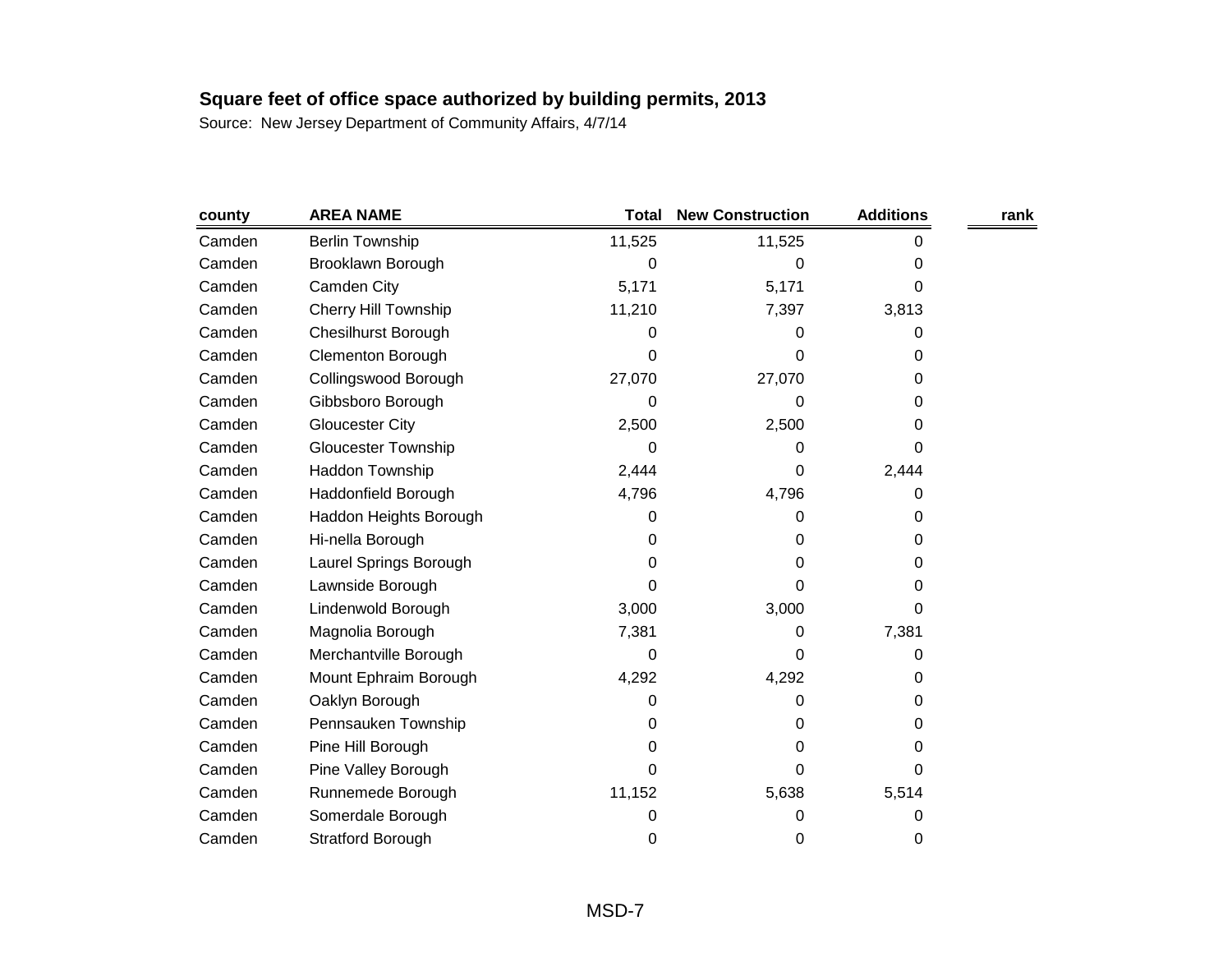**Square feet of office space authorized by building permits, 2013**

Source: New Jersey Department of Community Affairs, 4/7/14

| county | AREA NAME | Total | New Construction | Additions | rank |
|---|---|---|---|---|---|
| Camden | Berlin Township | 11,525 | 11,525 | 0 | |
| Camden | Brooklawn Borough | 0 | 0 | 0 | |
| Camden | Camden City | 5,171 | 5,171 | 0 | |
| Camden | Cherry Hill Township | 11,210 | 7,397 | 3,813 | |
| Camden | Chesilhurst Borough | 0 | 0 | 0 | |
| Camden | Clementon Borough | 0 | 0 | 0 | |
| Camden | Collingswood Borough | 27,070 | 27,070 | 0 | |
| Camden | Gibbsboro Borough | 0 | 0 | 0 | |
| Camden | Gloucester City | 2,500 | 2,500 | 0 | |
| Camden | Gloucester Township | 0 | 0 | 0 | |
| Camden | Haddon Township | 2,444 | 0 | 2,444 | |
| Camden | Haddonfield Borough | 4,796 | 4,796 | 0 | |
| Camden | Haddon Heights Borough | 0 | 0 | 0 | |
| Camden | Hi-nella Borough | 0 | 0 | 0 | |
| Camden | Laurel Springs Borough | 0 | 0 | 0 | |
| Camden | Lawnside Borough | 0 | 0 | 0 | |
| Camden | Lindenwold Borough | 3,000 | 3,000 | 0 | |
| Camden | Magnolia Borough | 7,381 | 0 | 7,381 | |
| Camden | Merchantville Borough | 0 | 0 | 0 | |
| Camden | Mount Ephraim Borough | 4,292 | 4,292 | 0 | |
| Camden | Oaklyn Borough | 0 | 0 | 0 | |
| Camden | Pennsauken Township | 0 | 0 | 0 | |
| Camden | Pine Hill Borough | 0 | 0 | 0 | |
| Camden | Pine Valley Borough | 0 | 0 | 0 | |
| Camden | Runnemede Borough | 11,152 | 5,638 | 5,514 | |
| Camden | Somerdale Borough | 0 | 0 | 0 | |
| Camden | Stratford Borough | 0 | 0 | 0 | |

MSD-7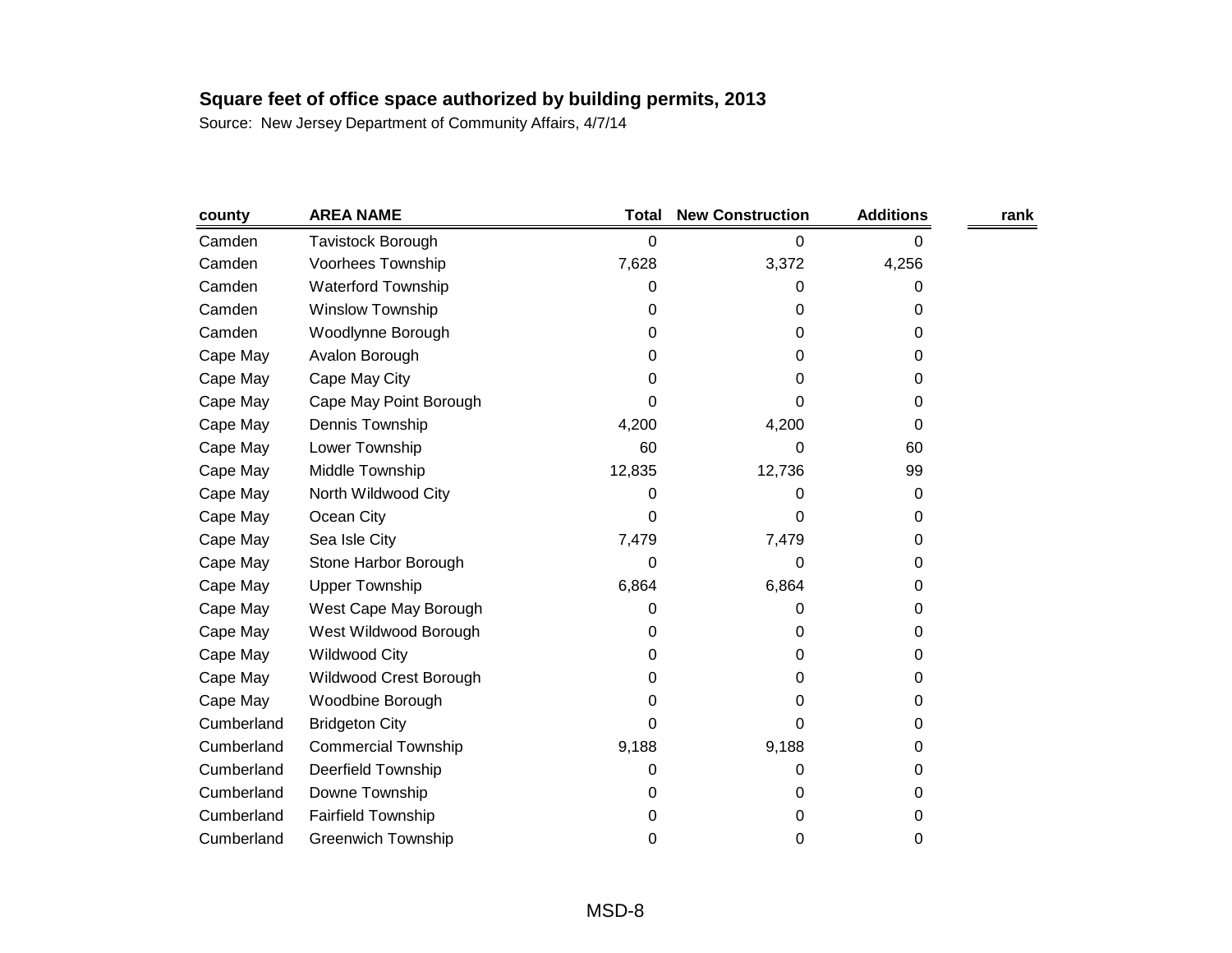**Square feet of office space authorized by building permits, 2013**

Source: New Jersey Department of Community Affairs, 4/7/14

| county | AREA NAME | Total | New Construction | Additions | rank |
|---|---|---|---|---|---|
| Camden | Tavistock Borough | 0 | 0 | 0 | |
| Camden | Voorhees Township | 7,628 | 3,372 | 4,256 | |
| Camden | Waterford Township | 0 | 0 | 0 | |
| Camden | Winslow Township | 0 | 0 | 0 | |
| Camden | Woodlynne Borough | 0 | 0 | 0 | |
| Cape May | Avalon Borough | 0 | 0 | 0 | |
| Cape May | Cape May City | 0 | 0 | 0 | |
| Cape May | Cape May Point Borough | 0 | 0 | 0 | |
| Cape May | Dennis Township | 4,200 | 4,200 | 0 | |
| Cape May | Lower Township | 60 | 0 | 60 | |
| Cape May | Middle Township | 12,835 | 12,736 | 99 | |
| Cape May | North Wildwood City | 0 | 0 | 0 | |
| Cape May | Ocean City | 0 | 0 | 0 | |
| Cape May | Sea Isle City | 7,479 | 7,479 | 0 | |
| Cape May | Stone Harbor Borough | 0 | 0 | 0 | |
| Cape May | Upper Township | 6,864 | 6,864 | 0 | |
| Cape May | West Cape May Borough | 0 | 0 | 0 | |
| Cape May | West Wildwood Borough | 0 | 0 | 0 | |
| Cape May | Wildwood City | 0 | 0 | 0 | |
| Cape May | Wildwood Crest Borough | 0 | 0 | 0 | |
| Cape May | Woodbine Borough | 0 | 0 | 0 | |
| Cumberland | Bridgeton City | 0 | 0 | 0 | |
| Cumberland | Commercial Township | 9,188 | 9,188 | 0 | |
| Cumberland | Deerfield Township | 0 | 0 | 0 | |
| Cumberland | Downe Township | 0 | 0 | 0 | |
| Cumberland | Fairfield Township | 0 | 0 | 0 | |
| Cumberland | Greenwich Township | 0 | 0 | 0 | |

MSD-8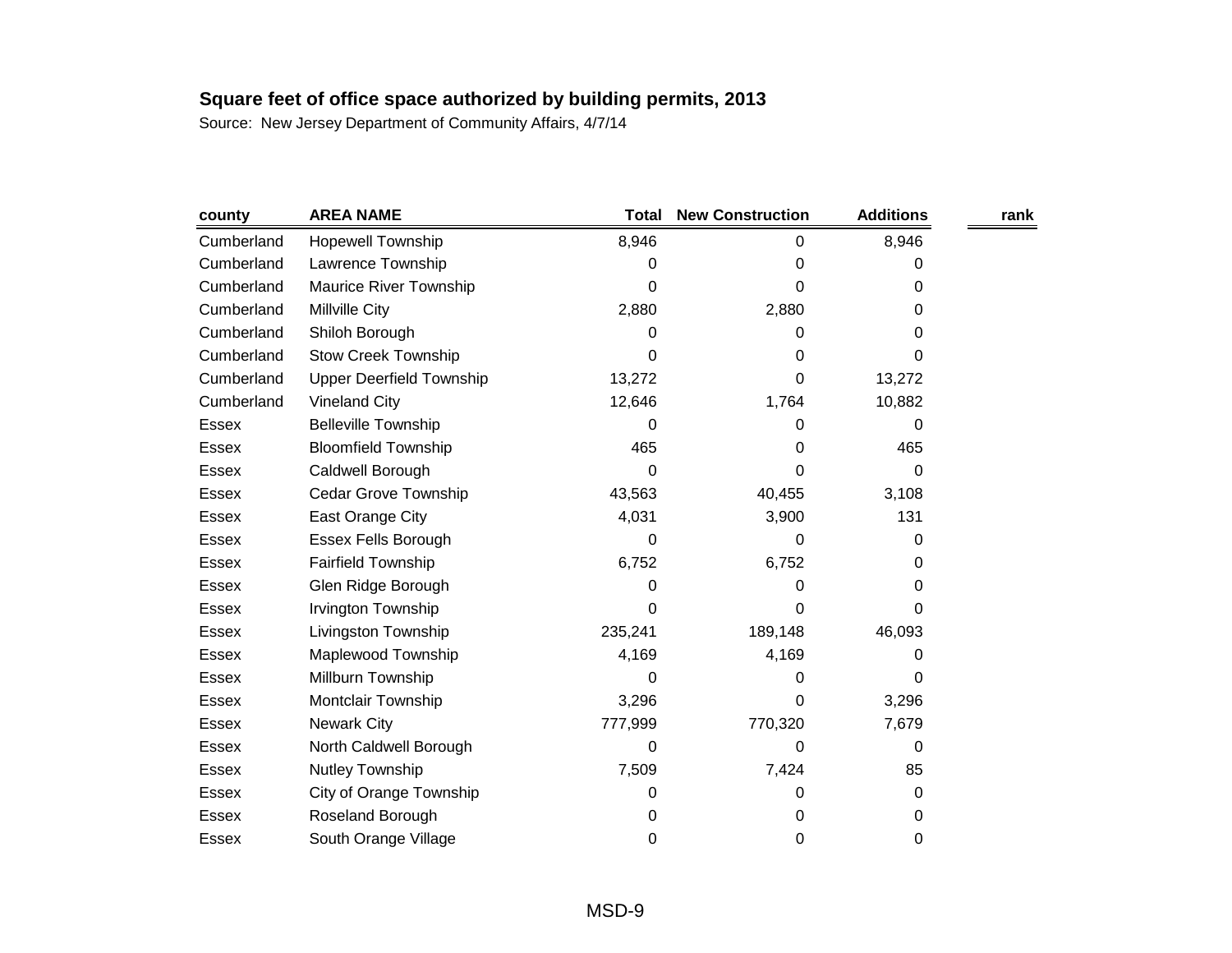**Square feet of office space authorized by building permits, 2013**

Source: New Jersey Department of Community Affairs, 4/7/14

| county | AREA NAME | Total | New Construction | Additions | rank |
|---|---|---|---|---|---|
| Cumberland | Hopewell Township | 8,946 | 0 | 8,946 | |
| Cumberland | Lawrence Township | 0 | 0 | 0 | |
| Cumberland | Maurice River Township | 0 | 0 | 0 | |
| Cumberland | Millville City | 2,880 | 2,880 | 0 | |
| Cumberland | Shiloh Borough | 0 | 0 | 0 | |
| Cumberland | Stow Creek Township | 0 | 0 | 0 | |
| Cumberland | Upper Deerfield Township | 13,272 | 0 | 13,272 | |
| Cumberland | Vineland City | 12,646 | 1,764 | 10,882 | |
| Essex | Belleville Township | 0 | 0 | 0 | |
| Essex | Bloomfield Township | 465 | 0 | 465 | |
| Essex | Caldwell Borough | 0 | 0 | 0 | |
| Essex | Cedar Grove Township | 43,563 | 40,455 | 3,108 | |
| Essex | East Orange City | 4,031 | 3,900 | 131 | |
| Essex | Essex Fells Borough | 0 | 0 | 0 | |
| Essex | Fairfield Township | 6,752 | 6,752 | 0 | |
| Essex | Glen Ridge Borough | 0 | 0 | 0 | |
| Essex | Irvington Township | 0 | 0 | 0 | |
| Essex | Livingston Township | 235,241 | 189,148 | 46,093 | |
| Essex | Maplewood Township | 4,169 | 4,169 | 0 | |
| Essex | Millburn Township | 0 | 0 | 0 | |
| Essex | Montclair Township | 3,296 | 0 | 3,296 | |
| Essex | Newark City | 777,999 | 770,320 | 7,679 | |
| Essex | North Caldwell Borough | 0 | 0 | 0 | |
| Essex | Nutley Township | 7,509 | 7,424 | 85 | |
| Essex | City of Orange Township | 0 | 0 | 0 | |
| Essex | Roseland Borough | 0 | 0 | 0 | |
| Essex | South Orange Village | 0 | 0 | 0 | |

MSD-9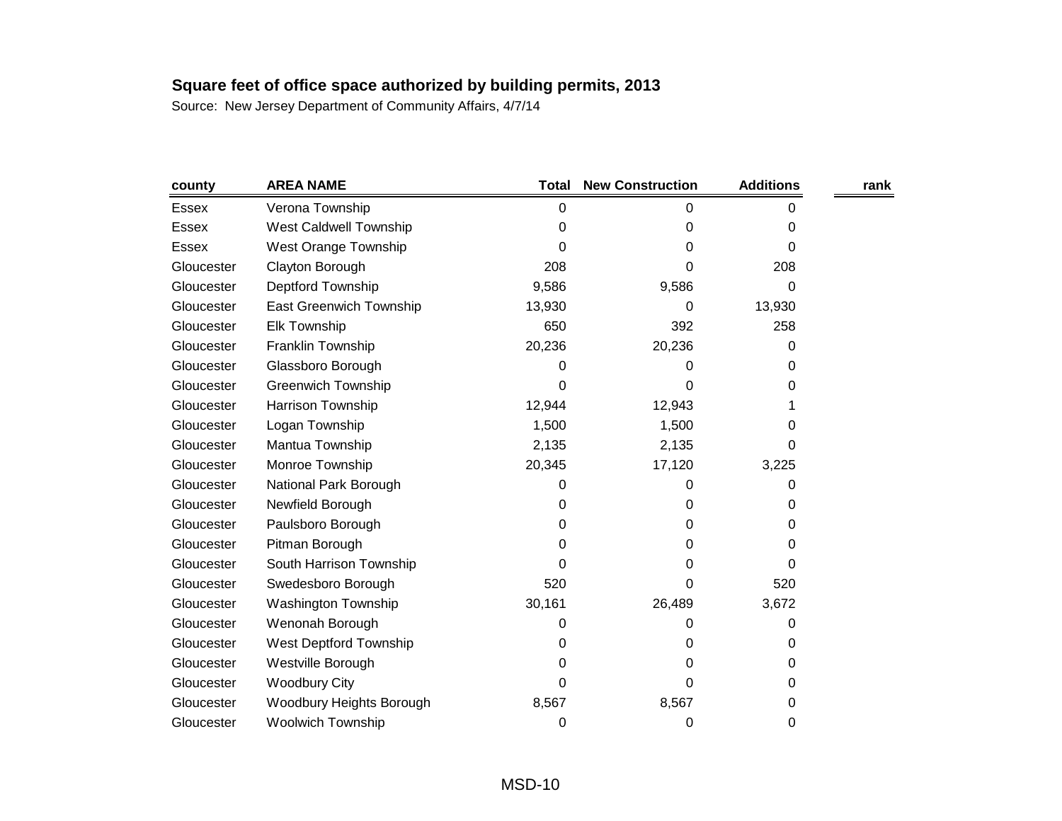**Square feet of office space authorized by building permits, 2013**

Source: New Jersey Department of Community Affairs, 4/7/14

| county | AREA NAME | Total | New Construction | Additions | rank |
|---|---|---|---|---|---|
| Essex | Verona Township | 0 | 0 | 0 | |
| Essex | West Caldwell Township | 0 | 0 | 0 | |
| Essex | West Orange Township | 0 | 0 | 0 | |
| Gloucester | Clayton Borough | 208 | 0 | 208 | |
| Gloucester | Deptford Township | 9,586 | 9,586 | 0 | |
| Gloucester | East Greenwich Township | 13,930 | 0 | 13,930 | |
| Gloucester | Elk Township | 650 | 392 | 258 | |
| Gloucester | Franklin Township | 20,236 | 20,236 | 0 | |
| Gloucester | Glassboro Borough | 0 | 0 | 0 | |
| Gloucester | Greenwich Township | 0 | 0 | 0 | |
| Gloucester | Harrison Township | 12,944 | 12,943 | 1 | |
| Gloucester | Logan Township | 1,500 | 1,500 | 0 | |
| Gloucester | Mantua Township | 2,135 | 2,135 | 0 | |
| Gloucester | Monroe Township | 20,345 | 17,120 | 3,225 | |
| Gloucester | National Park Borough | 0 | 0 | 0 | |
| Gloucester | Newfield Borough | 0 | 0 | 0 | |
| Gloucester | Paulsboro Borough | 0 | 0 | 0 | |
| Gloucester | Pitman Borough | 0 | 0 | 0 | |
| Gloucester | South Harrison Township | 0 | 0 | 0 | |
| Gloucester | Swedesboro Borough | 520 | 0 | 520 | |
| Gloucester | Washington Township | 30,161 | 26,489 | 3,672 | |
| Gloucester | Wenonah Borough | 0 | 0 | 0 | |
| Gloucester | West Deptford Township | 0 | 0 | 0 | |
| Gloucester | Westville Borough | 0 | 0 | 0 | |
| Gloucester | Woodbury City | 0 | 0 | 0 | |
| Gloucester | Woodbury Heights Borough | 8,567 | 8,567 | 0 | |
| Gloucester | Woolwich Township | 0 | 0 | 0 | |

MSD-10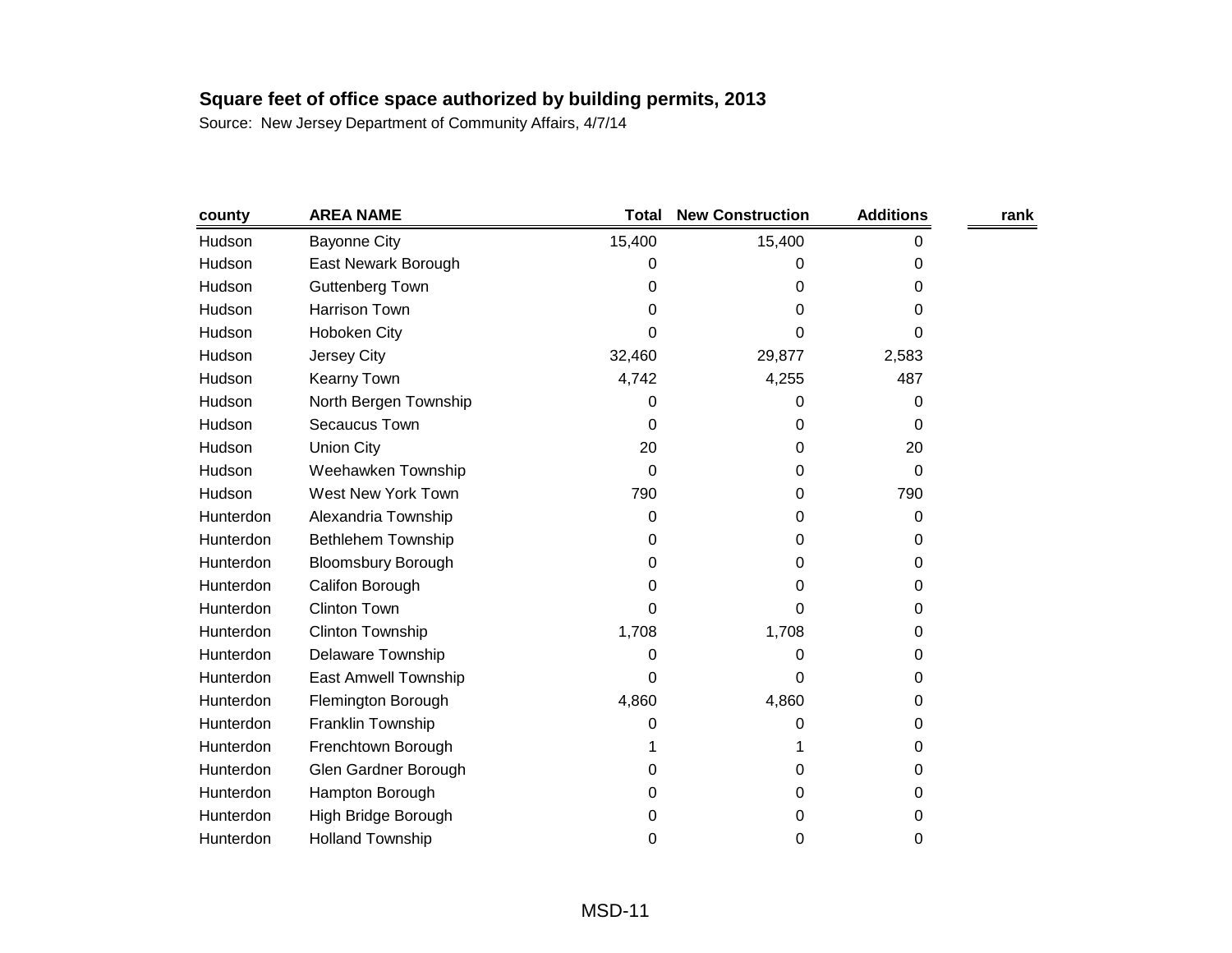**Square feet of office space authorized by building permits, 2013**

Source: New Jersey Department of Community Affairs, 4/7/14

| county | AREA NAME | Total | New Construction | Additions | rank |
|---|---|---|---|---|---|
| Hudson | Bayonne City | 15,400 | 15,400 | 0 | |
| Hudson | East Newark Borough | 0 | 0 | 0 | |
| Hudson | Guttenberg Town | 0 | 0 | 0 | |
| Hudson | Harrison Town | 0 | 0 | 0 | |
| Hudson | Hoboken City | 0 | 0 | 0 | |
| Hudson | Jersey City | 32,460 | 29,877 | 2,583 | |
| Hudson | Kearny Town | 4,742 | 4,255 | 487 | |
| Hudson | North Bergen Township | 0 | 0 | 0 | |
| Hudson | Secaucus Town | 0 | 0 | 0 | |
| Hudson | Union City | 20 | 0 | 20 | |
| Hudson | Weehawken Township | 0 | 0 | 0 | |
| Hudson | West New York Town | 790 | 0 | 790 | |
| Hunterdon | Alexandria Township | 0 | 0 | 0 | |
| Hunterdon | Bethlehem Township | 0 | 0 | 0 | |
| Hunterdon | Bloomsbury Borough | 0 | 0 | 0 | |
| Hunterdon | Califon Borough | 0 | 0 | 0 | |
| Hunterdon | Clinton Town | 0 | 0 | 0 | |
| Hunterdon | Clinton Township | 1,708 | 1,708 | 0 | |
| Hunterdon | Delaware Township | 0 | 0 | 0 | |
| Hunterdon | East Amwell Township | 0 | 0 | 0 | |
| Hunterdon | Flemington Borough | 4,860 | 4,860 | 0 | |
| Hunterdon | Franklin Township | 0 | 0 | 0 | |
| Hunterdon | Frenchtown Borough | 1 | 1 | 0 | |
| Hunterdon | Glen Gardner Borough | 0 | 0 | 0 | |
| Hunterdon | Hampton Borough | 0 | 0 | 0 | |
| Hunterdon | High Bridge Borough | 0 | 0 | 0 | |
| Hunterdon | Holland Township | 0 | 0 | 0 | |

MSD-11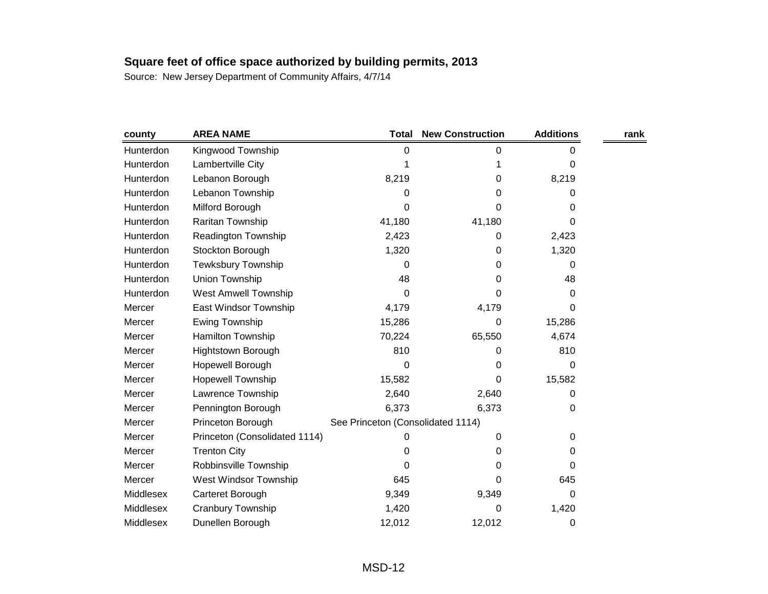## Square feet of office space authorized by building permits, 2013

Source: New Jersey Department of Community Affairs, 4/7/14

| county | AREA NAME | Total | New Construction | Additions | rank |
|---|---|---|---|---|---|
| Hunterdon | Kingwood Township | 0 | 0 | 0 | |
| Hunterdon | Lambertville City | 1 | 1 | 0 | |
| Hunterdon | Lebanon Borough | 8,219 | 0 | 8,219 | |
| Hunterdon | Lebanon Township | 0 | 0 | 0 | |
| Hunterdon | Milford Borough | 0 | 0 | 0 | |
| Hunterdon | Raritan Township | 41,180 | 41,180 | 0 | |
| Hunterdon | Readington Township | 2,423 | 0 | 2,423 | |
| Hunterdon | Stockton Borough | 1,320 | 0 | 1,320 | |
| Hunterdon | Tewksbury Township | 0 | 0 | 0 | |
| Hunterdon | Union Township | 48 | 0 | 48 | |
| Hunterdon | West Amwell Township | 0 | 0 | 0 | |
| Mercer | East Windsor Township | 4,179 | 4,179 | 0 | |
| Mercer | Ewing Township | 15,286 | 0 | 15,286 | |
| Mercer | Hamilton Township | 70,224 | 65,550 | 4,674 | |
| Mercer | Hightstown Borough | 810 | 0 | 810 | |
| Mercer | Hopewell Borough | 0 | 0 | 0 | |
| Mercer | Hopewell Township | 15,582 | 0 | 15,582 | |
| Mercer | Lawrence Township | 2,640 | 2,640 | 0 | |
| Mercer | Pennington Borough | 6,373 | 6,373 | 0 | |
| Mercer | Princeton Borough | See Princeton (Consolidated 1114) | | | |
| Mercer | Princeton (Consolidated 1114) | 0 | 0 | 0 | |
| Mercer | Trenton City | 0 | 0 | 0 | |
| Mercer | Robbinsville Township | 0 | 0 | 0 | |
| Mercer | West Windsor Township | 645 | 0 | 645 | |
| Middlesex | Carteret Borough | 9,349 | 9,349 | 0 | |
| Middlesex | Cranbury Township | 1,420 | 0 | 1,420 | |
| Middlesex | Dunellen Borough | 12,012 | 12,012 | 0 | |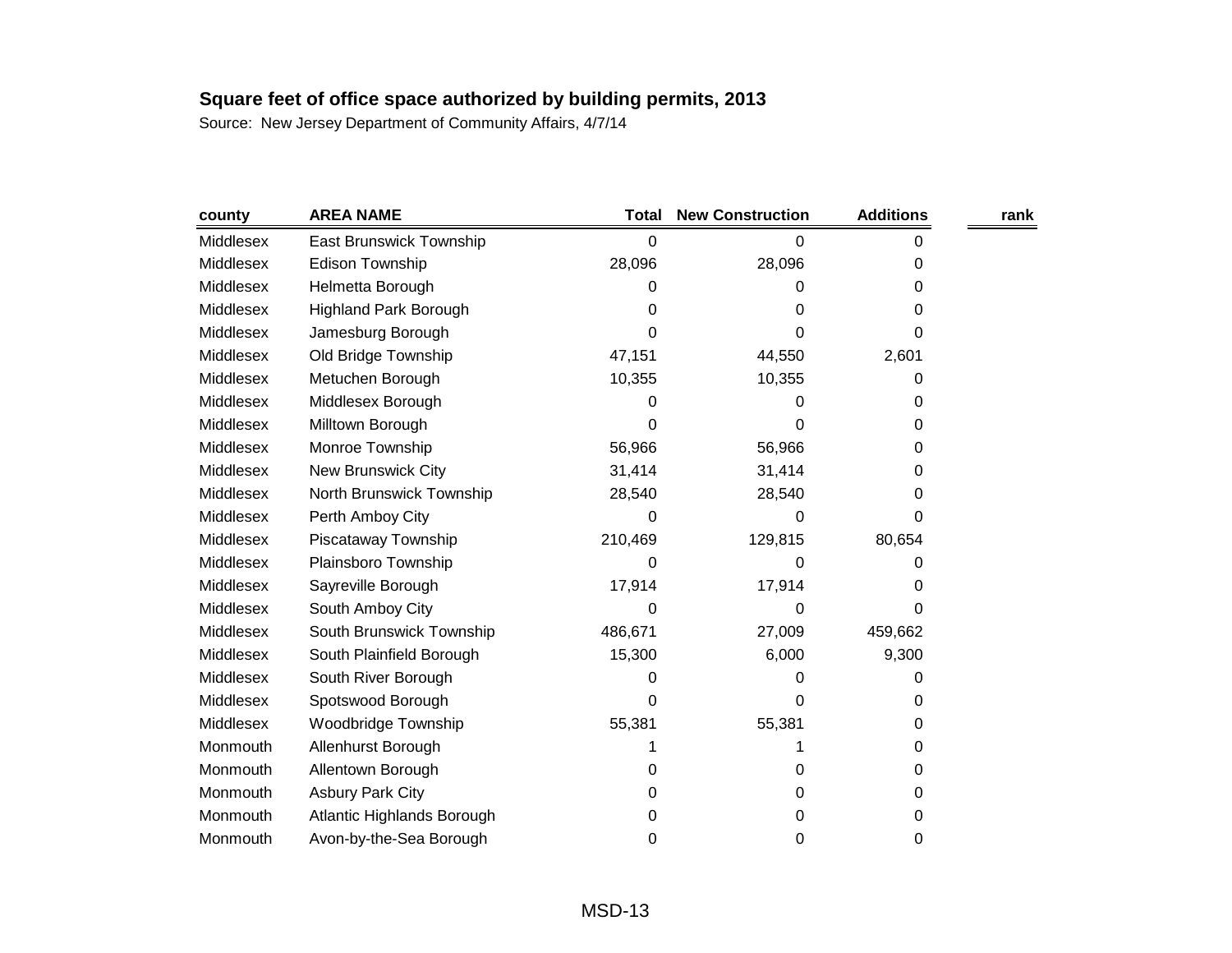**Square feet of office space authorized by building permits, 2013**

Source: New Jersey Department of Community Affairs, 4/7/14

| county | AREA NAME | Total | New Construction | Additions | rank |
|---|---|---|---|---|---|
| Middlesex | East Brunswick Township | 0 | 0 | 0 | |
| Middlesex | Edison Township | 28,096 | 28,096 | 0 | |
| Middlesex | Helmetta Borough | 0 | 0 | 0 | |
| Middlesex | Highland Park Borough | 0 | 0 | 0 | |
| Middlesex | Jamesburg Borough | 0 | 0 | 0 | |
| Middlesex | Old Bridge Township | 47,151 | 44,550 | 2,601 | |
| Middlesex | Metuchen Borough | 10,355 | 10,355 | 0 | |
| Middlesex | Middlesex Borough | 0 | 0 | 0 | |
| Middlesex | Milltown Borough | 0 | 0 | 0 | |
| Middlesex | Monroe Township | 56,966 | 56,966 | 0 | |
| Middlesex | New Brunswick City | 31,414 | 31,414 | 0 | |
| Middlesex | North Brunswick Township | 28,540 | 28,540 | 0 | |
| Middlesex | Perth Amboy City | 0 | 0 | 0 | |
| Middlesex | Piscataway Township | 210,469 | 129,815 | 80,654 | |
| Middlesex | Plainsboro Township | 0 | 0 | 0 | |
| Middlesex | Sayreville Borough | 17,914 | 17,914 | 0 | |
| Middlesex | South Amboy City | 0 | 0 | 0 | |
| Middlesex | South Brunswick Township | 486,671 | 27,009 | 459,662 | |
| Middlesex | South Plainfield Borough | 15,300 | 6,000 | 9,300 | |
| Middlesex | South River Borough | 0 | 0 | 0 | |
| Middlesex | Spotswood Borough | 0 | 0 | 0 | |
| Middlesex | Woodbridge Township | 55,381 | 55,381 | 0 | |
| Monmouth | Allenhurst Borough | 1 | 1 | 0 | |
| Monmouth | Allentown Borough | 0 | 0 | 0 | |
| Monmouth | Asbury Park City | 0 | 0 | 0 | |
| Monmouth | Atlantic Highlands Borough | 0 | 0 | 0 | |
| Monmouth | Avon-by-the-Sea Borough | 0 | 0 | 0 | |

MSD-13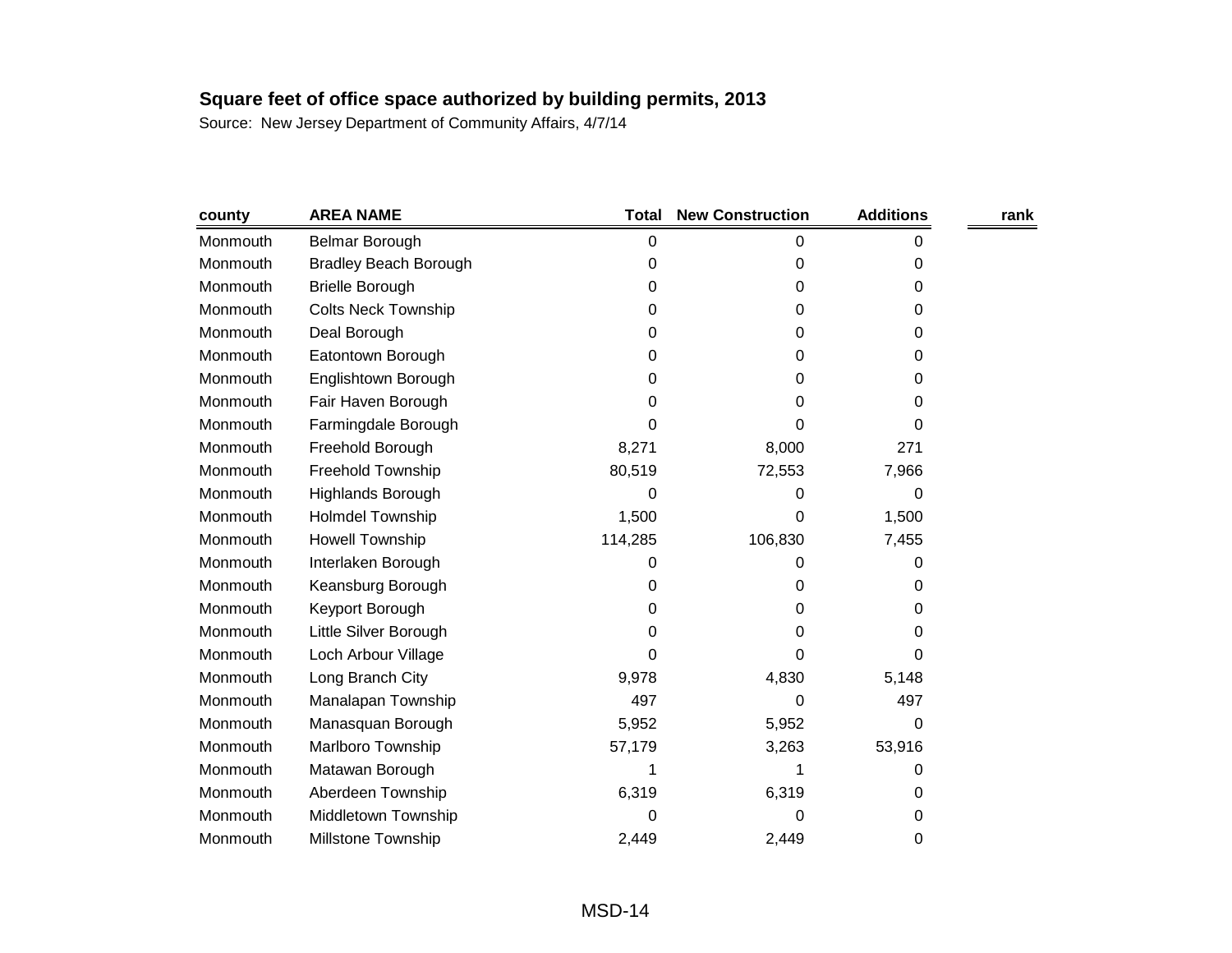**Square feet of office space authorized by building permits, 2013**

Source: New Jersey Department of Community Affairs, 4/7/14

| county | AREA NAME | Total | New Construction | Additions | rank |
|---|---|---|---|---|---|
| Monmouth | Belmar Borough | 0 | 0 | 0 | |
| Monmouth | Bradley Beach Borough | 0 | 0 | 0 | |
| Monmouth | Brielle Borough | 0 | 0 | 0 | |
| Monmouth | Colts Neck Township | 0 | 0 | 0 | |
| Monmouth | Deal Borough | 0 | 0 | 0 | |
| Monmouth | Eatontown Borough | 0 | 0 | 0 | |
| Monmouth | Englishtown Borough | 0 | 0 | 0 | |
| Monmouth | Fair Haven Borough | 0 | 0 | 0 | |
| Monmouth | Farmingdale Borough | 0 | 0 | 0 | |
| Monmouth | Freehold Borough | 8,271 | 8,000 | 271 | |
| Monmouth | Freehold Township | 80,519 | 72,553 | 7,966 | |
| Monmouth | Highlands Borough | 0 | 0 | 0 | |
| Monmouth | Holmdel Township | 1,500 | 0 | 1,500 | |
| Monmouth | Howell Township | 114,285 | 106,830 | 7,455 | |
| Monmouth | Interlaken Borough | 0 | 0 | 0 | |
| Monmouth | Keansburg Borough | 0 | 0 | 0 | |
| Monmouth | Keyport Borough | 0 | 0 | 0 | |
| Monmouth | Little Silver Borough | 0 | 0 | 0 | |
| Monmouth | Loch Arbour Village | 0 | 0 | 0 | |
| Monmouth | Long Branch City | 9,978 | 4,830 | 5,148 | |
| Monmouth | Manalapan Township | 497 | 0 | 497 | |
| Monmouth | Manasquan Borough | 5,952 | 5,952 | 0 | |
| Monmouth | Marlboro Township | 57,179 | 3,263 | 53,916 | |
| Monmouth | Matawan Borough | 1 | 1 | 0 | |
| Monmouth | Aberdeen Township | 6,319 | 6,319 | 0 | |
| Monmouth | Middletown Township | 0 | 0 | 0 | |
| Monmouth | Millstone Township | 2,449 | 2,449 | 0 | |

MSD-14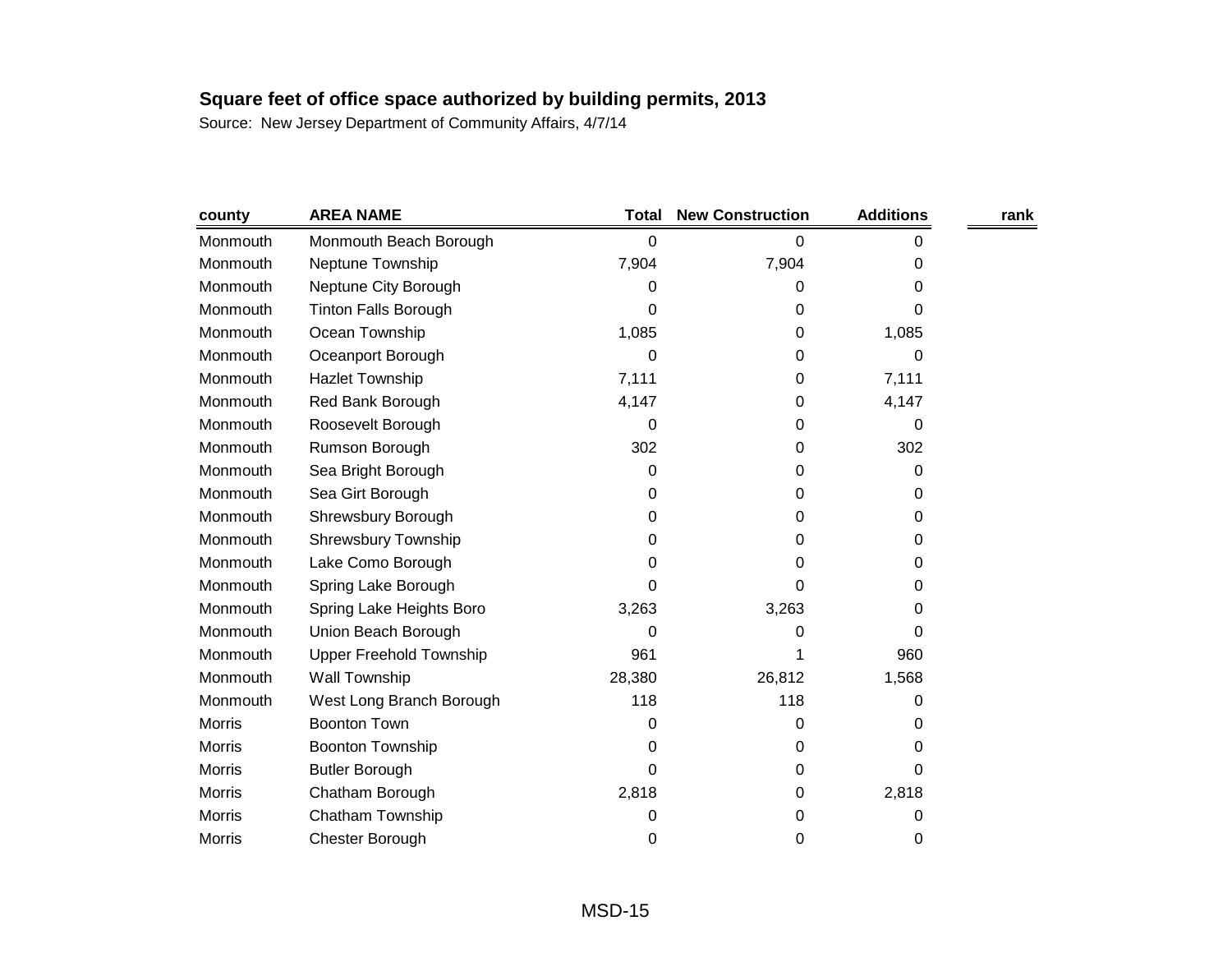**Square feet of office space authorized by building permits, 2013**

Source: New Jersey Department of Community Affairs, 4/7/14

| county | AREA NAME | Total | New Construction | Additions | rank |
|---|---|---|---|---|---|
| Monmouth | Monmouth Beach Borough | 0 | 0 | 0 | |
| Monmouth | Neptune Township | 7,904 | 7,904 | 0 | |
| Monmouth | Neptune City Borough | 0 | 0 | 0 | |
| Monmouth | Tinton Falls Borough | 0 | 0 | 0 | |
| Monmouth | Ocean Township | 1,085 | 0 | 1,085 | |
| Monmouth | Oceanport Borough | 0 | 0 | 0 | |
| Monmouth | Hazlet Township | 7,111 | 0 | 7,111 | |
| Monmouth | Red Bank Borough | 4,147 | 0 | 4,147 | |
| Monmouth | Roosevelt Borough | 0 | 0 | 0 | |
| Monmouth | Rumson Borough | 302 | 0 | 302 | |
| Monmouth | Sea Bright Borough | 0 | 0 | 0 | |
| Monmouth | Sea Girt Borough | 0 | 0 | 0 | |
| Monmouth | Shrewsbury Borough | 0 | 0 | 0 | |
| Monmouth | Shrewsbury Township | 0 | 0 | 0 | |
| Monmouth | Lake Como Borough | 0 | 0 | 0 | |
| Monmouth | Spring Lake Borough | 0 | 0 | 0 | |
| Monmouth | Spring Lake Heights Boro | 3,263 | 3,263 | 0 | |
| Monmouth | Union Beach Borough | 0 | 0 | 0 | |
| Monmouth | Upper Freehold Township | 961 | 1 | 960 | |
| Monmouth | Wall Township | 28,380 | 26,812 | 1,568 | |
| Monmouth | West Long Branch Borough | 118 | 118 | 0 | |
| Morris | Boonton Town | 0 | 0 | 0 | |
| Morris | Boonton Township | 0 | 0 | 0 | |
| Morris | Butler Borough | 0 | 0 | 0 | |
| Morris | Chatham Borough | 2,818 | 0 | 2,818 | |
| Morris | Chatham Township | 0 | 0 | 0 | |
| Morris | Chester Borough | 0 | 0 | 0 | |

MSD-15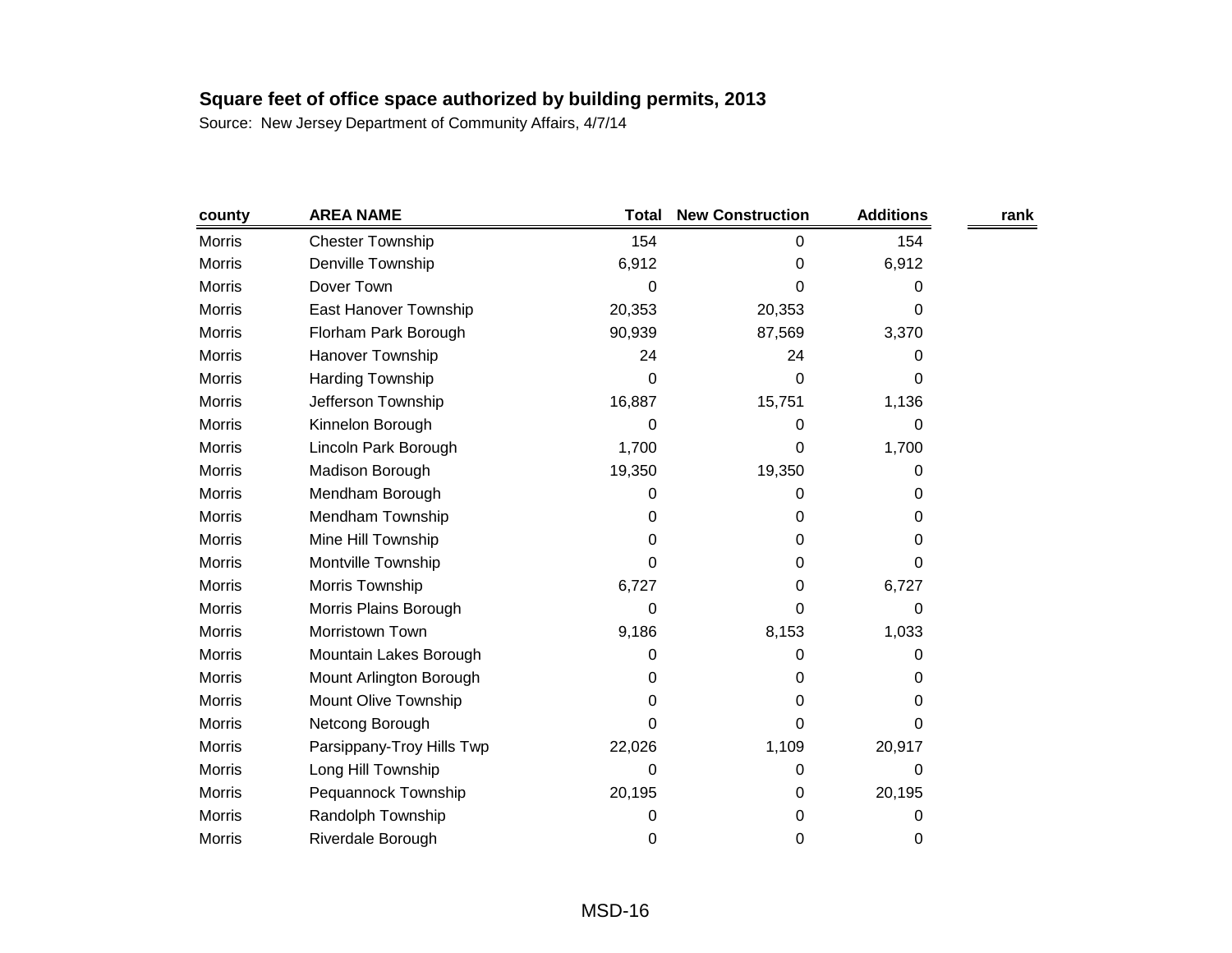**Square feet of office space authorized by building permits, 2013**

Source: New Jersey Department of Community Affairs, 4/7/14

| county | AREA NAME | Total | New Construction | Additions | rank |
|---|---|---|---|---|---|
| Morris | Chester Township | 154 | 0 | 154 | |
| Morris | Denville Township | 6,912 | 0 | 6,912 | |
| Morris | Dover Town | 0 | 0 | 0 | |
| Morris | East Hanover Township | 20,353 | 20,353 | 0 | |
| Morris | Florham Park Borough | 90,939 | 87,569 | 3,370 | |
| Morris | Hanover Township | 24 | 24 | 0 | |
| Morris | Harding Township | 0 | 0 | 0 | |
| Morris | Jefferson Township | 16,887 | 15,751 | 1,136 | |
| Morris | Kinnelon Borough | 0 | 0 | 0 | |
| Morris | Lincoln Park Borough | 1,700 | 0 | 1,700 | |
| Morris | Madison Borough | 19,350 | 19,350 | 0 | |
| Morris | Mendham Borough | 0 | 0 | 0 | |
| Morris | Mendham Township | 0 | 0 | 0 | |
| Morris | Mine Hill Township | 0 | 0 | 0 | |
| Morris | Montville Township | 0 | 0 | 0 | |
| Morris | Morris Township | 6,727 | 0 | 6,727 | |
| Morris | Morris Plains Borough | 0 | 0 | 0 | |
| Morris | Morristown Town | 9,186 | 8,153 | 1,033 | |
| Morris | Mountain Lakes Borough | 0 | 0 | 0 | |
| Morris | Mount Arlington Borough | 0 | 0 | 0 | |
| Morris | Mount Olive Township | 0 | 0 | 0 | |
| Morris | Netcong Borough | 0 | 0 | 0 | |
| Morris | Parsippany-Troy Hills Twp | 22,026 | 1,109 | 20,917 | |
| Morris | Long Hill Township | 0 | 0 | 0 | |
| Morris | Pequannock Township | 20,195 | 0 | 20,195 | |
| Morris | Randolph Township | 0 | 0 | 0 | |
| Morris | Riverdale Borough | 0 | 0 | 0 | |

MSD-16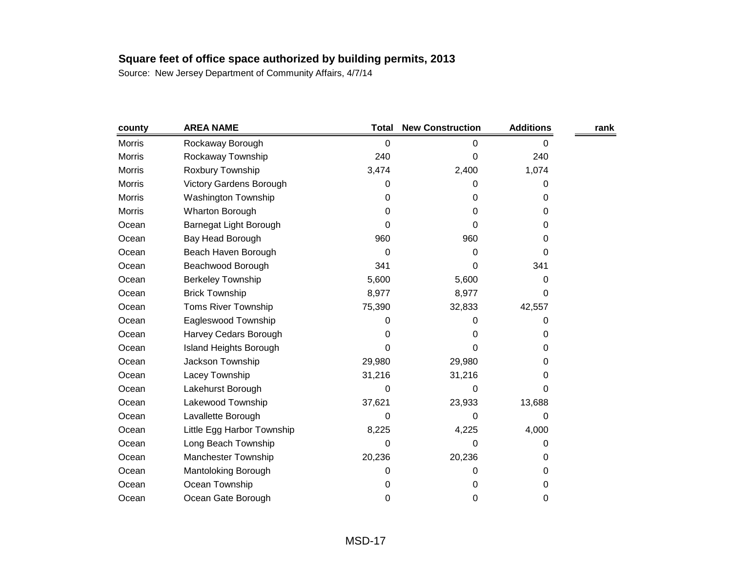**Square feet of office space authorized by building permits, 2013**

Source: New Jersey Department of Community Affairs, 4/7/14

| county | AREA NAME | Total | New Construction | Additions | rank |
|---|---|---|---|---|---|
| Morris | Rockaway Borough | 0 | 0 | 0 | |
| Morris | Rockaway Township | 240 | 0 | 240 | |
| Morris | Roxbury Township | 3,474 | 2,400 | 1,074 | |
| Morris | Victory Gardens Borough | 0 | 0 | 0 | |
| Morris | Washington Township | 0 | 0 | 0 | |
| Morris | Wharton Borough | 0 | 0 | 0 | |
| Ocean | Barnegat Light Borough | 0 | 0 | 0 | |
| Ocean | Bay Head Borough | 960 | 960 | 0 | |
| Ocean | Beach Haven Borough | 0 | 0 | 0 | |
| Ocean | Beachwood Borough | 341 | 0 | 341 | |
| Ocean | Berkeley Township | 5,600 | 5,600 | 0 | |
| Ocean | Brick Township | 8,977 | 8,977 | 0 | |
| Ocean | Toms River Township | 75,390 | 32,833 | 42,557 | |
| Ocean | Eagleswood Township | 0 | 0 | 0 | |
| Ocean | Harvey Cedars Borough | 0 | 0 | 0 | |
| Ocean | Island Heights Borough | 0 | 0 | 0 | |
| Ocean | Jackson Township | 29,980 | 29,980 | 0 | |
| Ocean | Lacey Township | 31,216 | 31,216 | 0 | |
| Ocean | Lakehurst Borough | 0 | 0 | 0 | |
| Ocean | Lakewood Township | 37,621 | 23,933 | 13,688 | |
| Ocean | Lavallette Borough | 0 | 0 | 0 | |
| Ocean | Little Egg Harbor Township | 8,225 | 4,225 | 4,000 | |
| Ocean | Long Beach Township | 0 | 0 | 0 | |
| Ocean | Manchester Township | 20,236 | 20,236 | 0 | |
| Ocean | Mantoloking Borough | 0 | 0 | 0 | |
| Ocean | Ocean Township | 0 | 0 | 0 | |
| Ocean | Ocean Gate Borough | 0 | 0 | 0 | |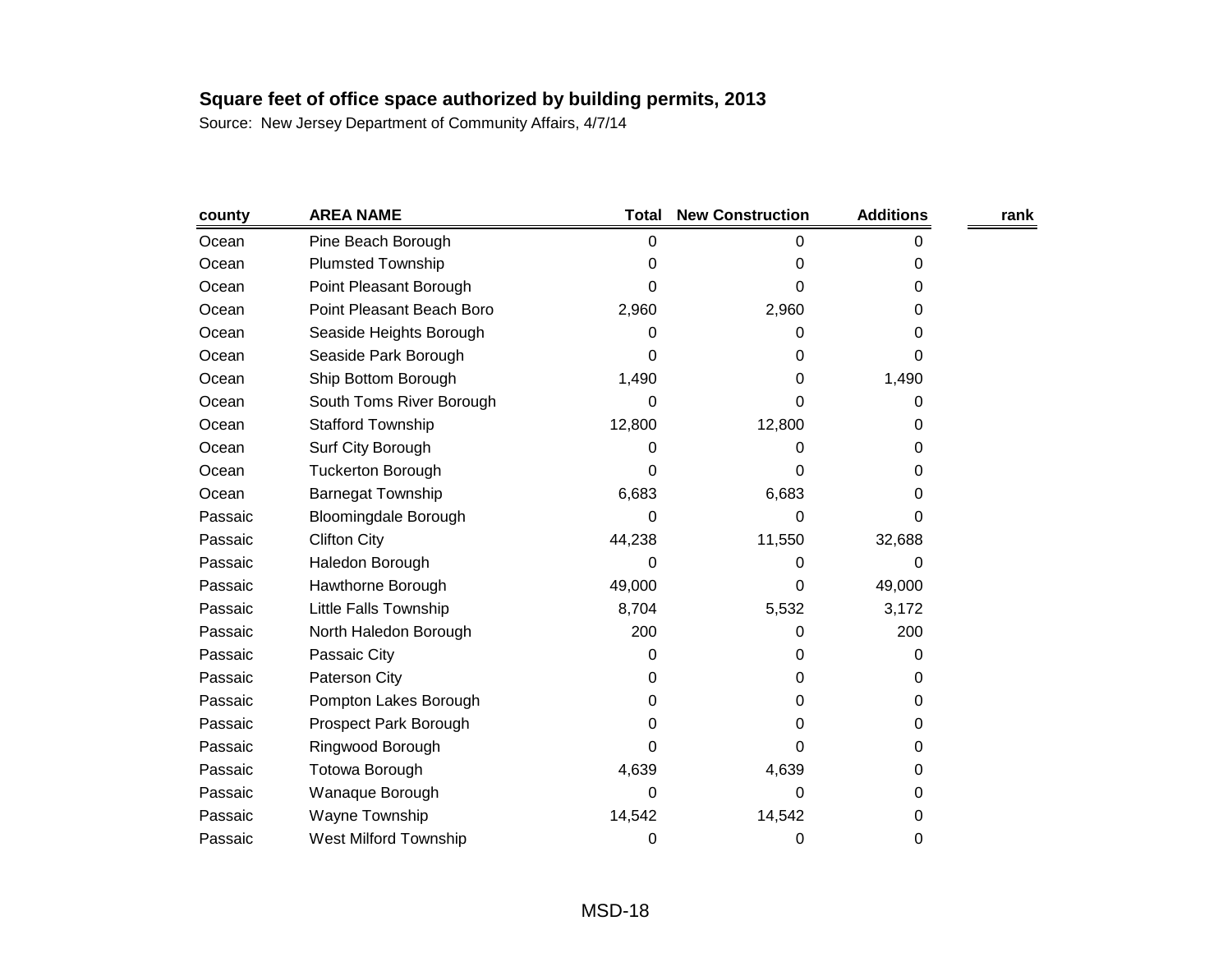**Square feet of office space authorized by building permits, 2013**

Source: New Jersey Department of Community Affairs, 4/7/14

| county | AREA NAME | Total | New Construction | Additions | rank |
|---|---|---|---|---|---|
| Ocean | Pine Beach Borough | 0 | 0 | 0 | |
| Ocean | Plumsted Township | 0 | 0 | 0 | |
| Ocean | Point Pleasant Borough | 0 | 0 | 0 | |
| Ocean | Point Pleasant Beach Boro | 2,960 | 2,960 | 0 | |
| Ocean | Seaside Heights Borough | 0 | 0 | 0 | |
| Ocean | Seaside Park Borough | 0 | 0 | 0 | |
| Ocean | Ship Bottom Borough | 1,490 | 0 | 1,490 | |
| Ocean | South Toms River Borough | 0 | 0 | 0 | |
| Ocean | Stafford Township | 12,800 | 12,800 | 0 | |
| Ocean | Surf City Borough | 0 | 0 | 0 | |
| Ocean | Tuckerton Borough | 0 | 0 | 0 | |
| Ocean | Barnegat Township | 6,683 | 6,683 | 0 | |
| Passaic | Bloomingdale Borough | 0 | 0 | 0 | |
| Passaic | Clifton City | 44,238 | 11,550 | 32,688 | |
| Passaic | Haledon Borough | 0 | 0 | 0 | |
| Passaic | Hawthorne Borough | 49,000 | 0 | 49,000 | |
| Passaic | Little Falls Township | 8,704 | 5,532 | 3,172 | |
| Passaic | North Haledon Borough | 200 | 0 | 200 | |
| Passaic | Passaic City | 0 | 0 | 0 | |
| Passaic | Paterson City | 0 | 0 | 0 | |
| Passaic | Pompton Lakes Borough | 0 | 0 | 0 | |
| Passaic | Prospect Park Borough | 0 | 0 | 0 | |
| Passaic | Ringwood Borough | 0 | 0 | 0 | |
| Passaic | Totowa Borough | 4,639 | 4,639 | 0 | |
| Passaic | Wanaque Borough | 0 | 0 | 0 | |
| Passaic | Wayne Township | 14,542 | 14,542 | 0 | |
| Passaic | West Milford Township | 0 | 0 | 0 | |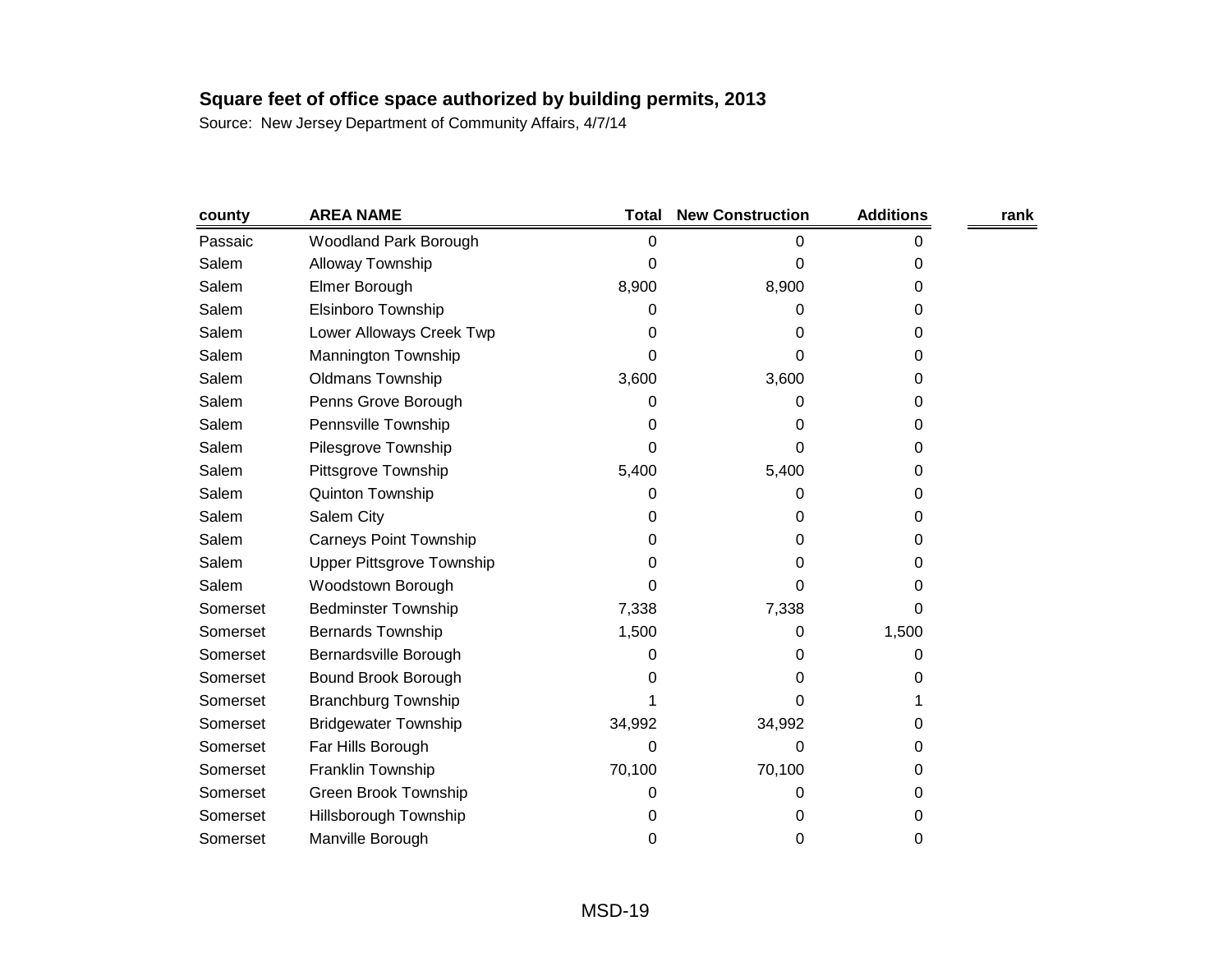**Square feet of office space authorized by building permits, 2013**

Source: New Jersey Department of Community Affairs, 4/7/14

| county | AREA NAME | Total | New Construction | Additions | rank |
|---|---|---|---|---|---|
| Passaic | Woodland Park Borough | 0 | 0 | 0 | |
| Salem | Alloway Township | 0 | 0 | 0 | |
| Salem | Elmer Borough | 8,900 | 8,900 | 0 | |
| Salem | Elsinboro Township | 0 | 0 | 0 | |
| Salem | Lower Alloways Creek Twp | 0 | 0 | 0 | |
| Salem | Mannington Township | 0 | 0 | 0 | |
| Salem | Oldmans Township | 3,600 | 3,600 | 0 | |
| Salem | Penns Grove Borough | 0 | 0 | 0 | |
| Salem | Pennsville Township | 0 | 0 | 0 | |
| Salem | Pilesgrove Township | 0 | 0 | 0 | |
| Salem | Pittsgrove Township | 5,400 | 5,400 | 0 | |
| Salem | Quinton Township | 0 | 0 | 0 | |
| Salem | Salem City | 0 | 0 | 0 | |
| Salem | Carneys Point Township | 0 | 0 | 0 | |
| Salem | Upper Pittsgrove Township | 0 | 0 | 0 | |
| Salem | Woodstown Borough | 0 | 0 | 0 | |
| Somerset | Bedminster Township | 7,338 | 7,338 | 0 | |
| Somerset | Bernards Township | 1,500 | 0 | 1,500 | |
| Somerset | Bernardsville Borough | 0 | 0 | 0 | |
| Somerset | Bound Brook Borough | 0 | 0 | 0 | |
| Somerset | Branchburg Township | 1 | 0 | 1 | |
| Somerset | Bridgewater Township | 34,992 | 34,992 | 0 | |
| Somerset | Far Hills Borough | 0 | 0 | 0 | |
| Somerset | Franklin Township | 70,100 | 70,100 | 0 | |
| Somerset | Green Brook Township | 0 | 0 | 0 | |
| Somerset | Hillsborough Township | 0 | 0 | 0 | |
| Somerset | Manville Borough | 0 | 0 | 0 | |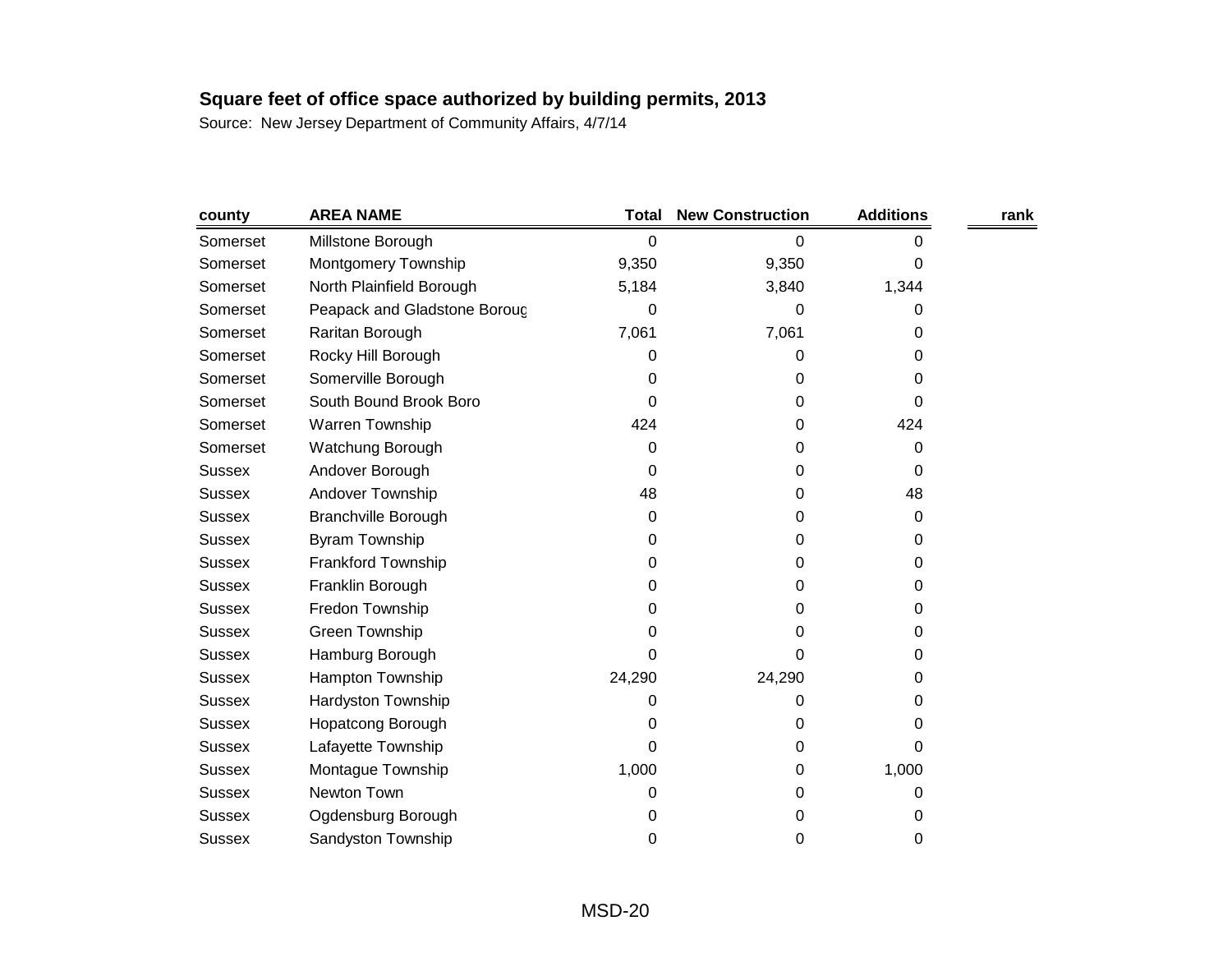**Square feet of office space authorized by building permits, 2013**

Source: New Jersey Department of Community Affairs, 4/7/14

| county | AREA NAME | Total | New Construction | Additions | rank |
|---|---|---|---|---|---|
| Somerset | Millstone Borough | 0 | 0 | 0 | |
| Somerset | Montgomery Township | 9,350 | 9,350 | 0 | |
| Somerset | North Plainfield Borough | 5,184 | 3,840 | 1,344 | |
| Somerset | Peapack and Gladstone Boroug | 0 | 0 | 0 | |
| Somerset | Raritan Borough | 7,061 | 7,061 | 0 | |
| Somerset | Rocky Hill Borough | 0 | 0 | 0 | |
| Somerset | Somerville Borough | 0 | 0 | 0 | |
| Somerset | South Bound Brook Boro | 0 | 0 | 0 | |
| Somerset | Warren Township | 424 | 0 | 424 | |
| Somerset | Watchung Borough | 0 | 0 | 0 | |
| Sussex | Andover Borough | 0 | 0 | 0 | |
| Sussex | Andover Township | 48 | 0 | 48 | |
| Sussex | Branchville Borough | 0 | 0 | 0 | |
| Sussex | Byram Township | 0 | 0 | 0 | |
| Sussex | Frankford Township | 0 | 0 | 0 | |
| Sussex | Franklin Borough | 0 | 0 | 0 | |
| Sussex | Fredon Township | 0 | 0 | 0 | |
| Sussex | Green Township | 0 | 0 | 0 | |
| Sussex | Hamburg Borough | 0 | 0 | 0 | |
| Sussex | Hampton Township | 24,290 | 24,290 | 0 | |
| Sussex | Hardyston Township | 0 | 0 | 0 | |
| Sussex | Hopatcong Borough | 0 | 0 | 0 | |
| Sussex | Lafayette Township | 0 | 0 | 0 | |
| Sussex | Montague Township | 1,000 | 0 | 1,000 | |
| Sussex | Newton Town | 0 | 0 | 0 | |
| Sussex | Ogdensburg Borough | 0 | 0 | 0 | |
| Sussex | Sandyston Township | 0 | 0 | 0 | |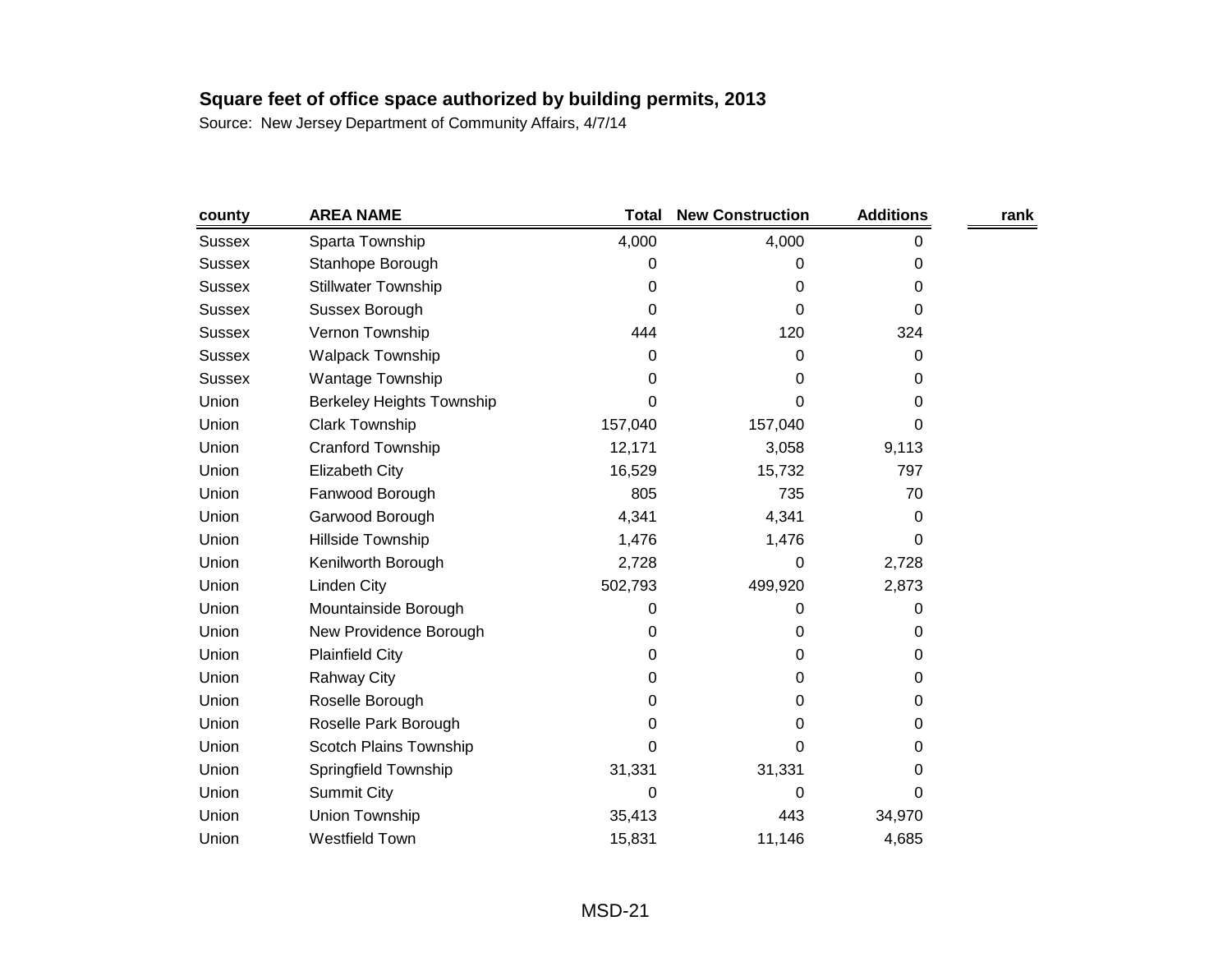**Square feet of office space authorized by building permits, 2013**

Source: New Jersey Department of Community Affairs, 4/7/14

| county | AREA NAME | Total | New Construction | Additions | rank |
|---|---|---|---|---|---|
| Sussex | Sparta Township | 4,000 | 4,000 | 0 | |
| Sussex | Stanhope Borough | 0 | 0 | 0 | |
| Sussex | Stillwater Township | 0 | 0 | 0 | |
| Sussex | Sussex Borough | 0 | 0 | 0 | |
| Sussex | Vernon Township | 444 | 120 | 324 | |
| Sussex | Walpack Township | 0 | 0 | 0 | |
| Sussex | Wantage Township | 0 | 0 | 0 | |
| Union | Berkeley Heights Township | 0 | 0 | 0 | |
| Union | Clark Township | 157,040 | 157,040 | 0 | |
| Union | Cranford Township | 12,171 | 3,058 | 9,113 | |
| Union | Elizabeth City | 16,529 | 15,732 | 797 | |
| Union | Fanwood Borough | 805 | 735 | 70 | |
| Union | Garwood Borough | 4,341 | 4,341 | 0 | |
| Union | Hillside Township | 1,476 | 1,476 | 0 | |
| Union | Kenilworth Borough | 2,728 | 0 | 2,728 | |
| Union | Linden City | 502,793 | 499,920 | 2,873 | |
| Union | Mountainside Borough | 0 | 0 | 0 | |
| Union | New Providence Borough | 0 | 0 | 0 | |
| Union | Plainfield City | 0 | 0 | 0 | |
| Union | Rahway City | 0 | 0 | 0 | |
| Union | Roselle Borough | 0 | 0 | 0 | |
| Union | Roselle Park Borough | 0 | 0 | 0 | |
| Union | Scotch Plains Township | 0 | 0 | 0 | |
| Union | Springfield Township | 31,331 | 31,331 | 0 | |
| Union | Summit City | 0 | 0 | 0 | |
| Union | Union Township | 35,413 | 443 | 34,970 | |
| Union | Westfield Town | 15,831 | 11,146 | 4,685 | |

MSD-21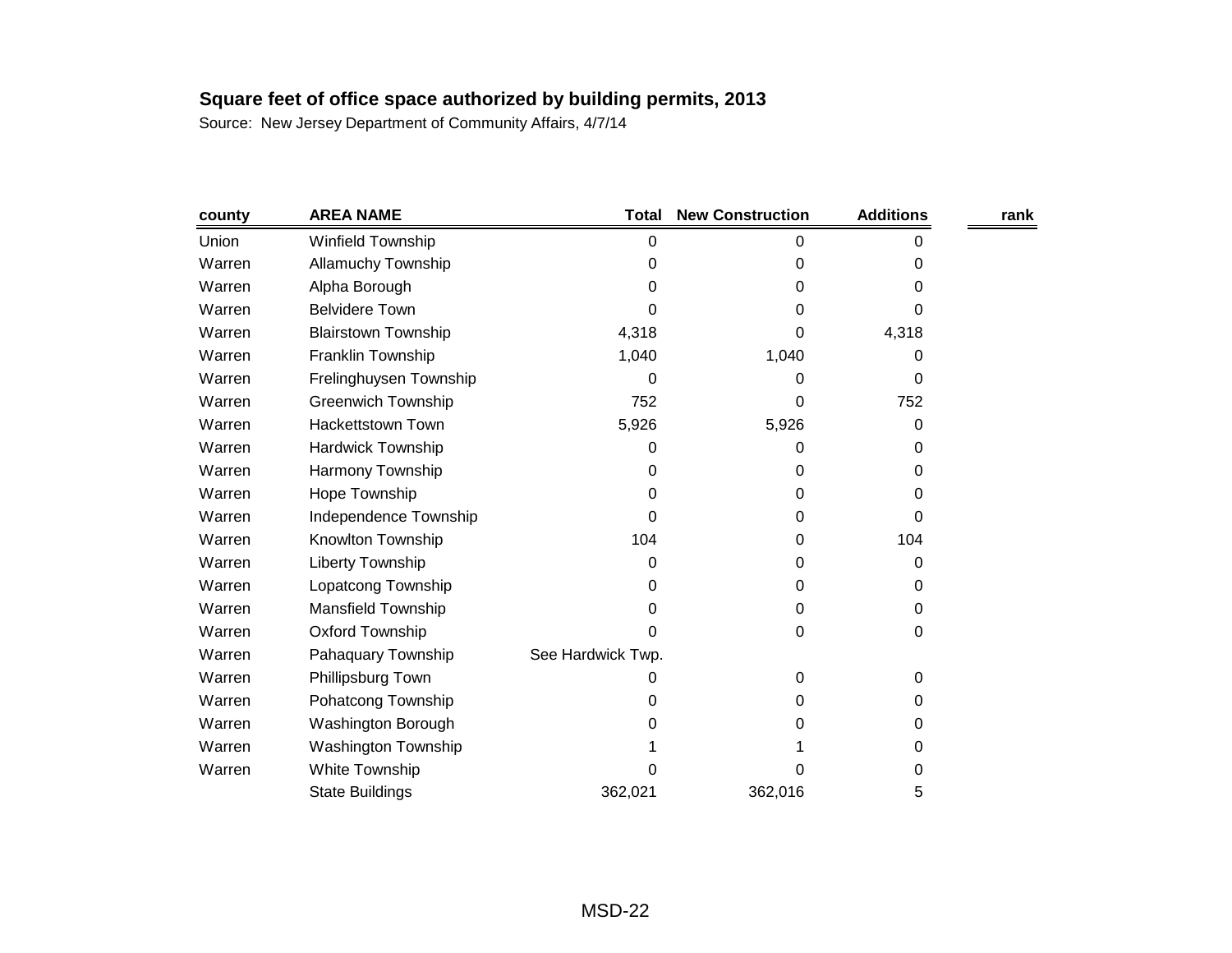**Square feet of office space authorized by building permits, 2013**

Source: New Jersey Department of Community Affairs, 4/7/14

| county | AREA NAME | Total | New Construction | Additions | rank |
|---|---|---|---|---|---|
| Union | Winfield Township | 0 | 0 | 0 | |
| Warren | Allamuchy Township | 0 | 0 | 0 | |
| Warren | Alpha Borough | 0 | 0 | 0 | |
| Warren | Belvidere Town | 0 | 0 | 0 | |
| Warren | Blairstown Township | 4,318 | 0 | 4,318 | |
| Warren | Franklin Township | 1,040 | 1,040 | 0 | |
| Warren | Frelinghuysen Township | 0 | 0 | 0 | |
| Warren | Greenwich Township | 752 | 0 | 752 | |
| Warren | Hackettstown Town | 5,926 | 5,926 | 0 | |
| Warren | Hardwick Township | 0 | 0 | 0 | |
| Warren | Harmony Township | 0 | 0 | 0 | |
| Warren | Hope Township | 0 | 0 | 0 | |
| Warren | Independence Township | 0 | 0 | 0 | |
| Warren | Knowlton Township | 104 | 0 | 104 | |
| Warren | Liberty Township | 0 | 0 | 0 | |
| Warren | Lopatcong Township | 0 | 0 | 0 | |
| Warren | Mansfield Township | 0 | 0 | 0 | |
| Warren | Oxford Township | 0 | 0 | 0 | |
| Warren | Pahaquary Township | See Hardwick Twp. | | | |
| Warren | Phillipsburg Town | 0 | 0 | 0 | |
| Warren | Pohatcong Township | 0 | 0 | 0 | |
| Warren | Washington Borough | 0 | 0 | 0 | |
| Warren | Washington Township | 1 | 1 | 0 | |
| Warren | White Township | 0 | 0 | 0 | |
| | State Buildings | 362,021 | 362,016 | 5 | |

MSD-22